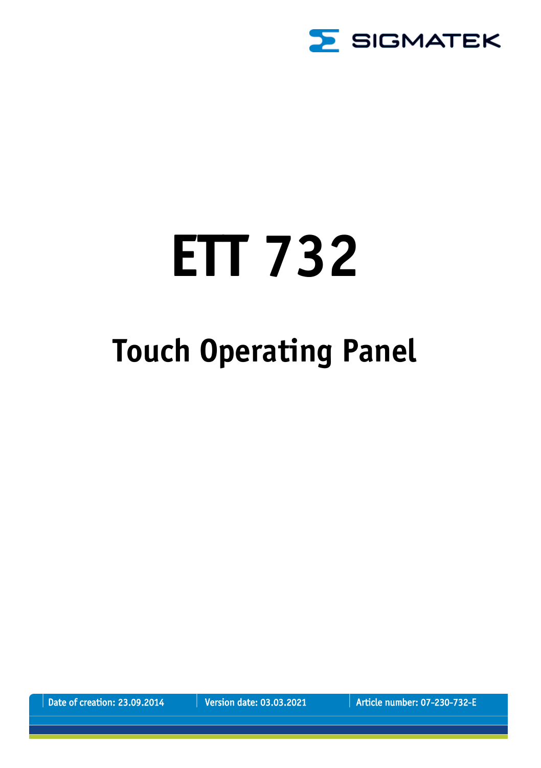SIGMATEK

# ETT 732

## Touch Operating Panel

Date of creation: 23.09.2014 | Version date: 03.03.2021 | Article number: 07-230-732-E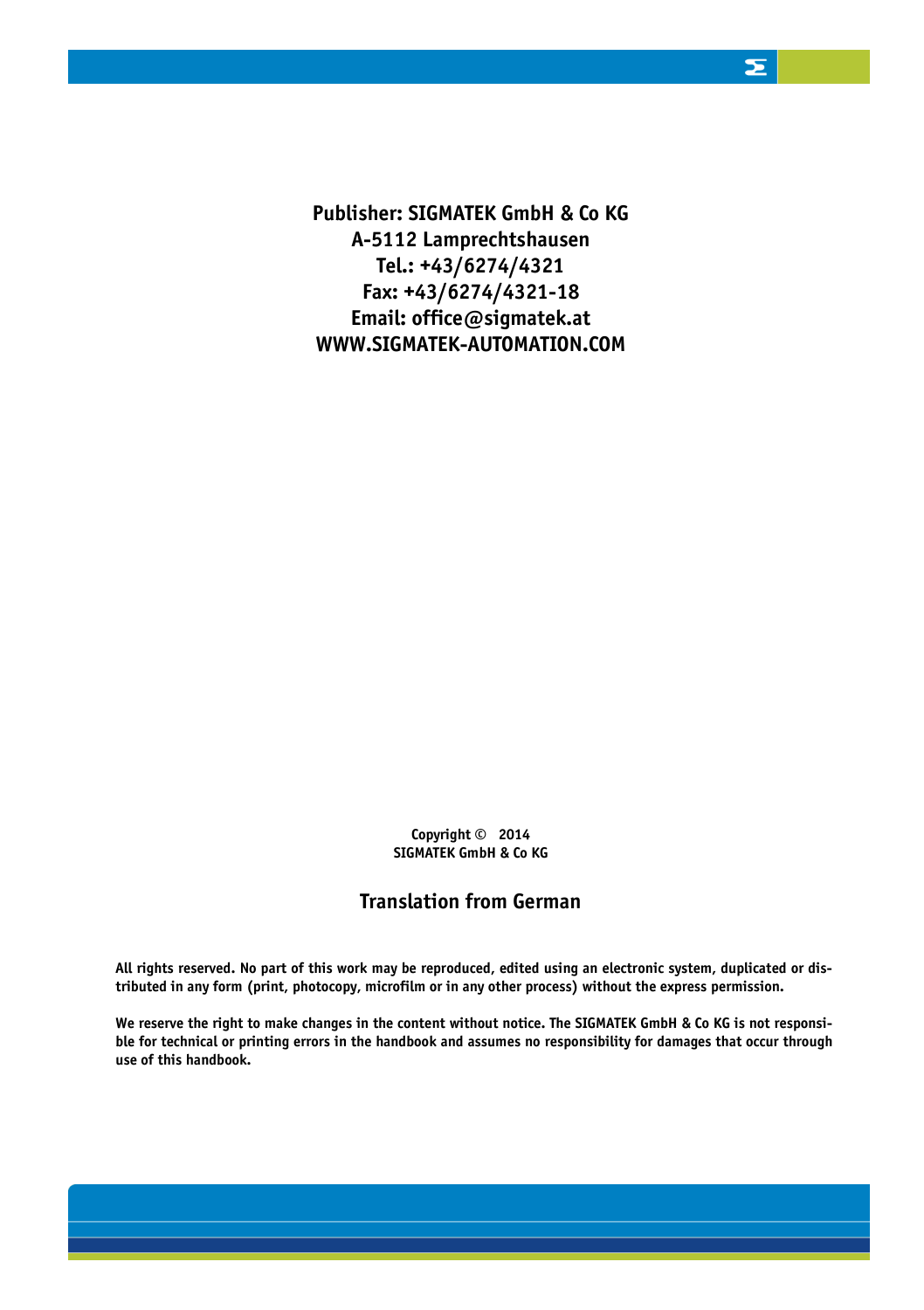**Publisher: SIGMATEK GmbH & Co KG**
**A-5112 Lamprechtshausen**
**Tel.: +43/6274/4321**
**Fax: +43/6274/4321-18**
**Email: office@sigmatek.at**
**WWW.SIGMATEK-AUTOMATION.COM**

**Copyright © 2014**
**SIGMATEK GmbH & Co KG**

**Translation from German**

**All rights reserved. No part of this work may be reproduced, edited using an electronic system, duplicated or distributed in any form (print, photocopy, microfilm or in any other process) without the express permission.**

**We reserve the right to make changes in the content without notice. The SIGMATEK GmbH & Co KG is not responsible for technical or printing errors in the handbook and assumes no responsibility for damages that occur through use of this handbook.**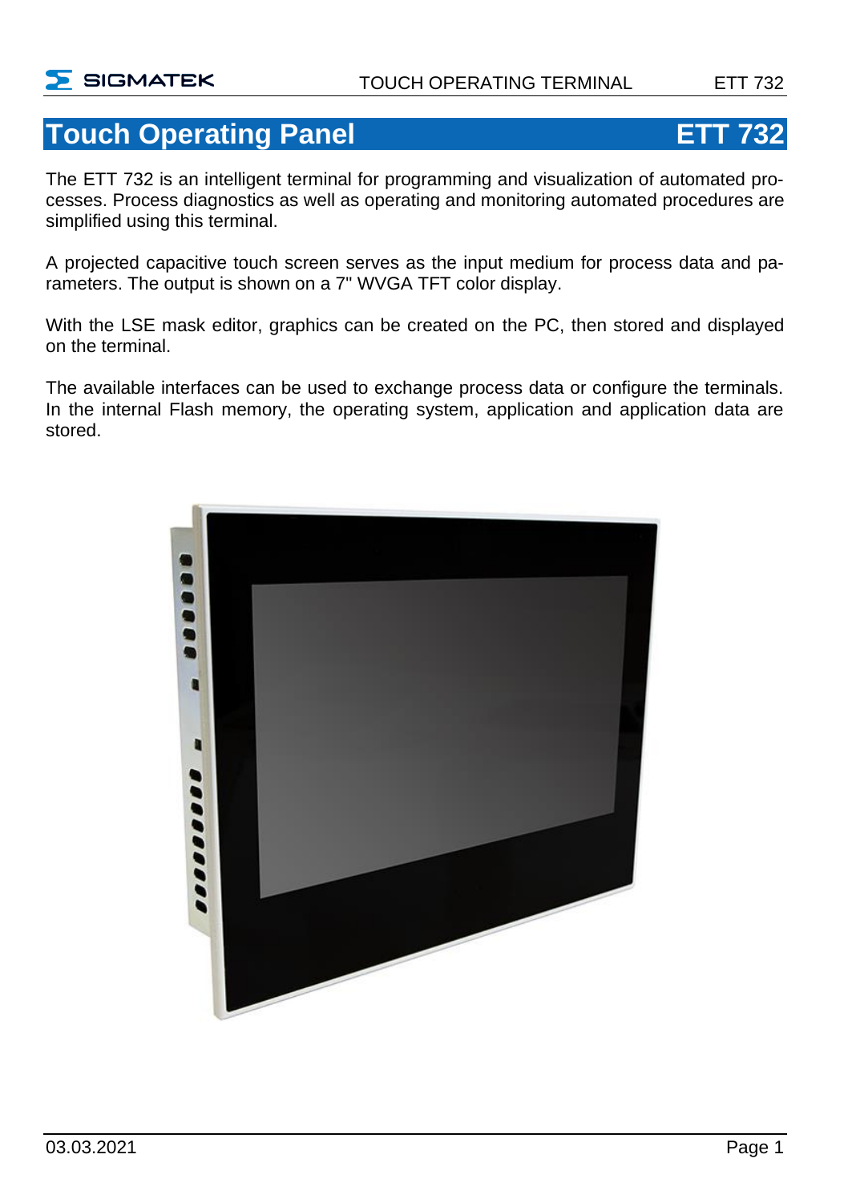# Touch Operating Panel ETT 732

The ETT 732 is an intelligent terminal for programming and visualization of automated processes. Process diagnostics as well as operating and monitoring automated procedures are simplified using this terminal.

A projected capacitive touch screen serves as the input medium for process data and parameters. The output is shown on a 7" WVGA TFT color display.

With the LSE mask editor, graphics can be created on the PC, then stored and displayed on the terminal.

The available interfaces can be used to exchange process data or configure the terminals. In the internal Flash memory, the operating system, application and application data are stored.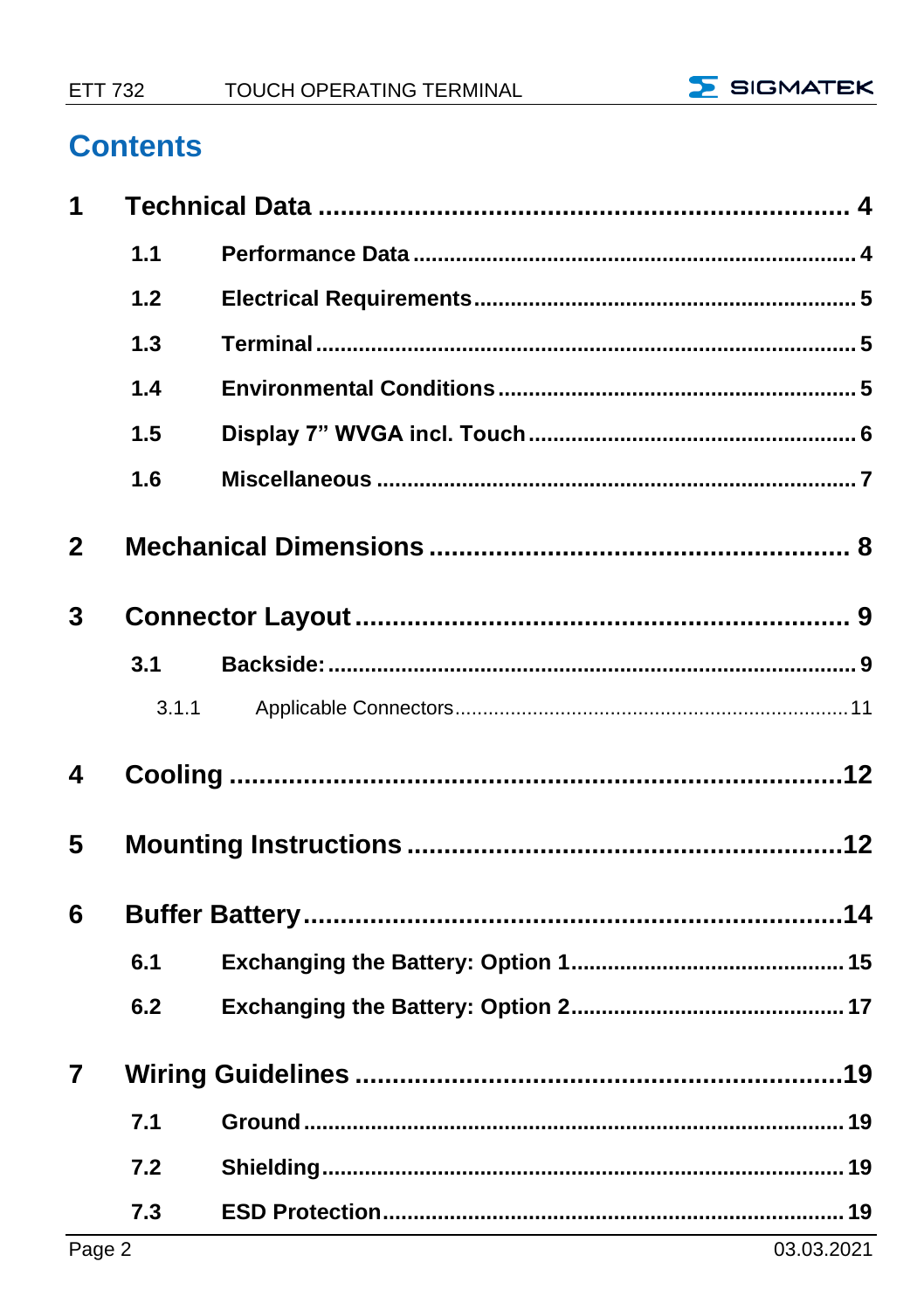# Contents

| | | |
|---|---|---|
| **1** | **Technical Data** | **4** |
| 1.1 | Performance Data | 4 |
| 1.2 | Electrical Requirements | 5 |
| 1.3 | Terminal | 5 |
| 1.4 | Environmental Conditions | 5 |
| 1.5 | Display 7” WVGA incl. Touch | 6 |
| 1.6 | Miscellaneous | 7 |
| **2** | **Mechanical Dimensions** | **8** |
| **3** | **Connector Layout** | **9** |
| 3.1 | Backside: | 9 |
| 3.1.1 | Applicable Connectors | 11 |
| **4** | **Cooling** | **12** |
| **5** | **Mounting Instructions** | **12** |
| **6** | **Buffer Battery** | **14** |
| 6.1 | Exchanging the Battery: Option 1 | 15 |
| 6.2 | Exchanging the Battery: Option 2 | 17 |
| **7** | **Wiring Guidelines** | **19** |
| 7.1 | Ground | 19 |
| 7.2 | Shielding | 19 |
| 7.3 | ESD Protection | 19 |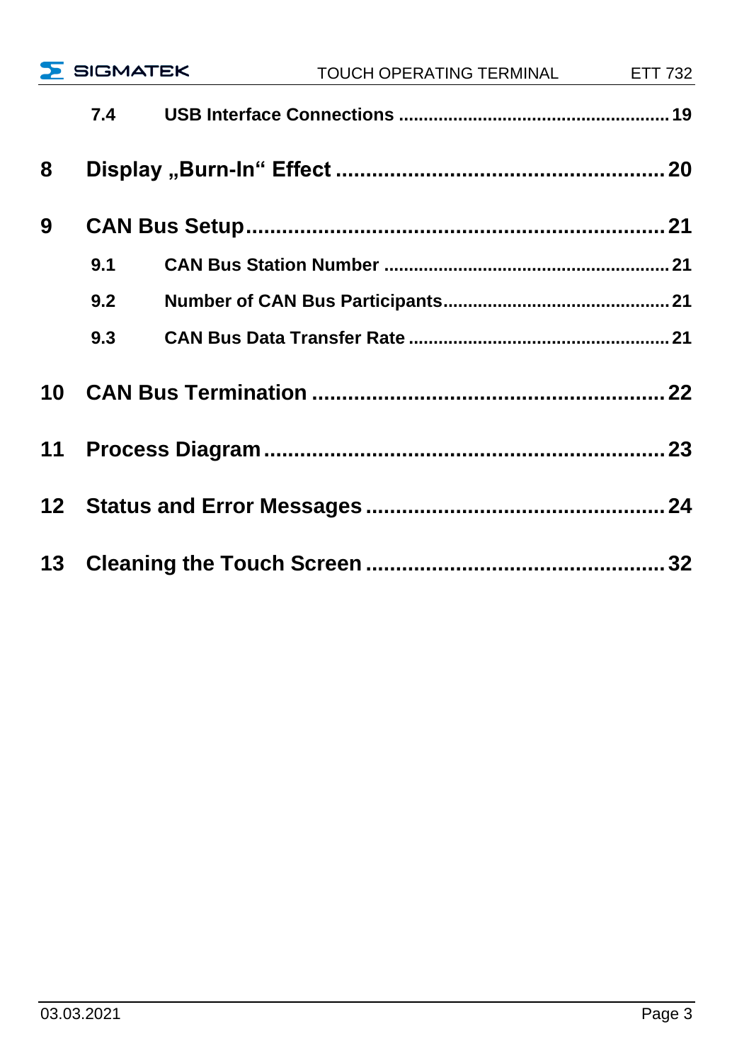7.4 **USB Interface Connections** ........................................................ 19

**8 Display „Burn-In“ Effect** ........................................................ 20

**9 CAN Bus Setup** ........................................................ 21

9.1 **CAN Bus Station Number** ........................................................ 21

9.2 **Number of CAN Bus Participants** ........................................................ 21

9.3 **CAN Bus Data Transfer Rate** ........................................................ 21

**10 CAN Bus Termination** ........................................................ 22

**11 Process Diagram** ........................................................ 23

**12 Status and Error Messages** ........................................................ 24

**13 Cleaning the Touch Screen** ........................................................ 32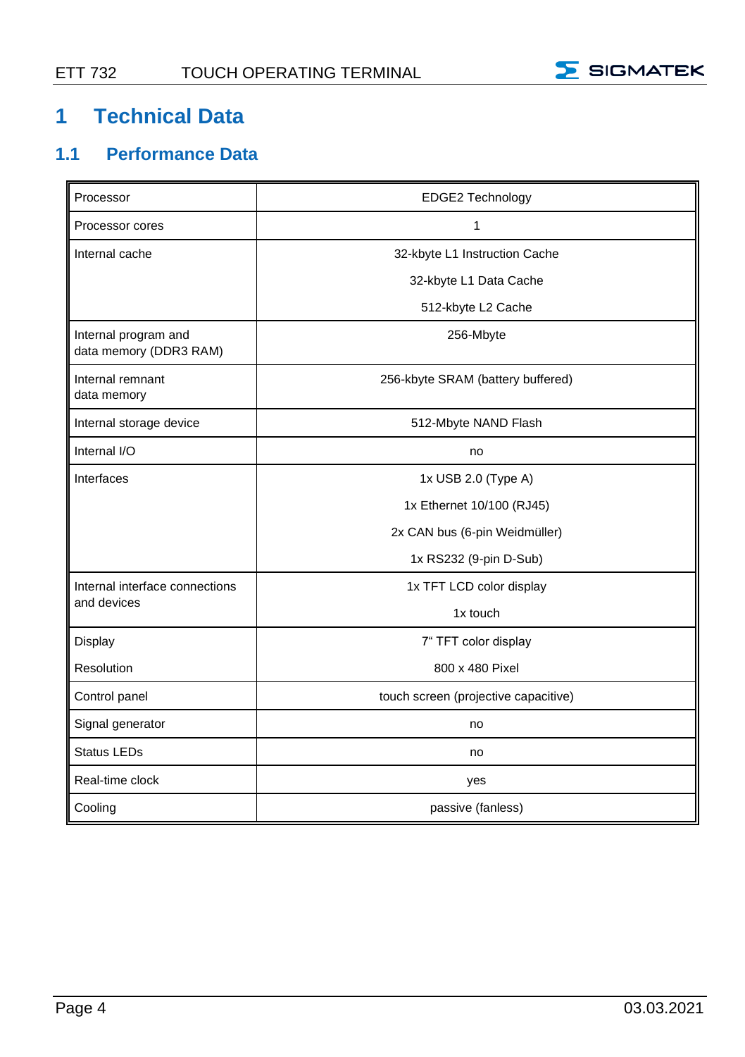# 1 Technical Data

## 1.1 Performance Data

| | |
|---|---|
| Processor | EDGE2 Technology |
| Processor cores | 1 |
| Internal cache | 32-kbyte L1 Instruction Cache<br>32-kbyte L1 Data Cache<br>512-kbyte L2 Cache |
| Internal program and data memory (DDR3 RAM) | 256-Mbyte |
| Internal remnant data memory | 256-kbyte SRAM (battery buffered) |
| Internal storage device | 512-Mbyte NAND Flash |
| Internal I/O | no |
| Interfaces | 1x USB 2.0 (Type A)<br>1x Ethernet 10/100 (RJ45)<br>2x CAN bus (6-pin Weidmüller)<br>1x RS232 (9-pin D-Sub) |
| Internal interface connections and devices | 1x TFT LCD color display<br>1x touch |
| Display<br>Resolution | 7“ TFT color display<br>800 x 480 Pixel |
| Control panel | touch screen (projective capacitive) |
| Signal generator | no |
| Status LEDs | no |
| Real-time clock | yes |
| Cooling | passive (fanless) |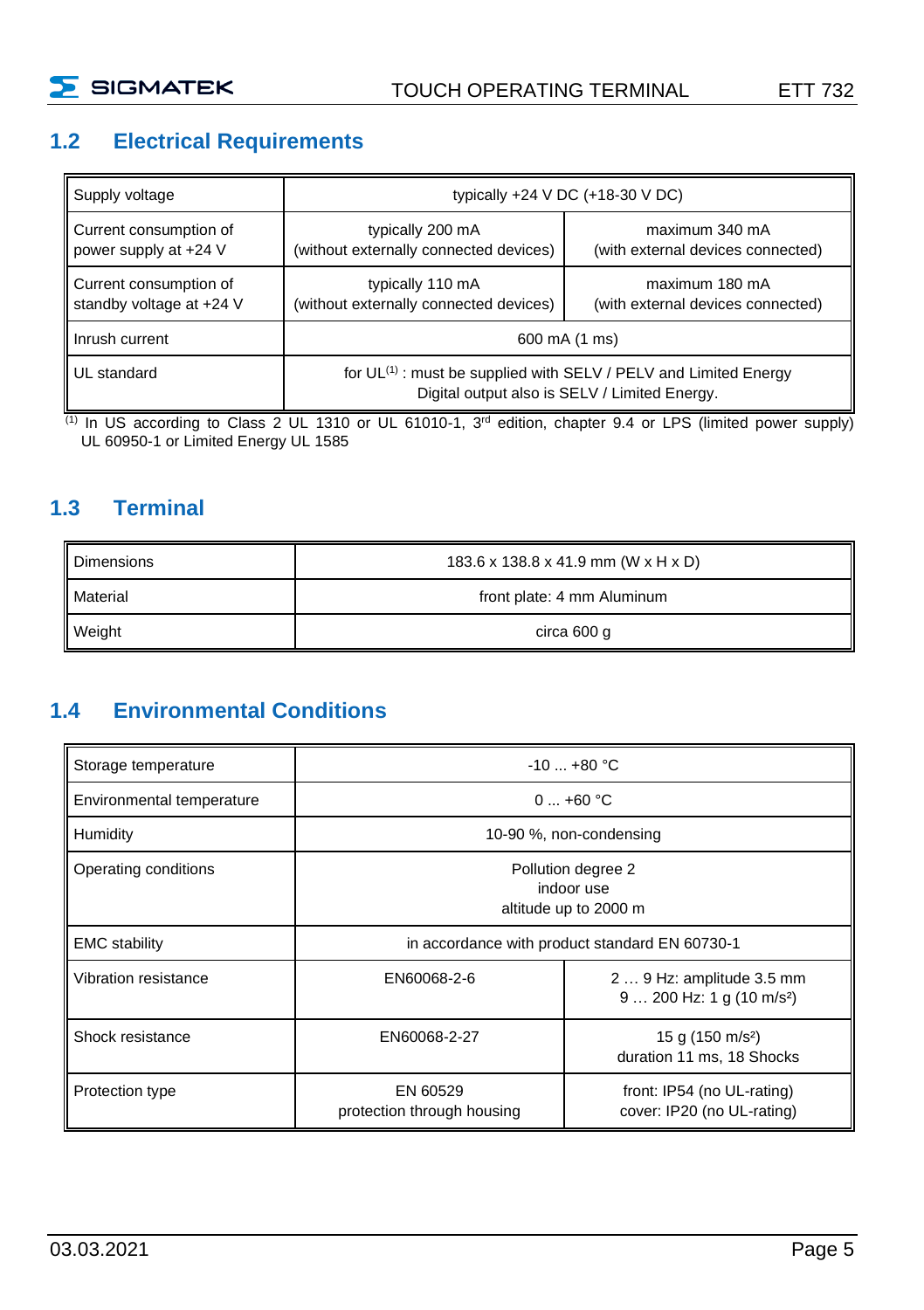## 1.2 Electrical Requirements

| Supply voltage | typically +24 V DC (+18-30 V DC) | |
|---|---|---|
| Current consumption of power supply at +24 V | typically 200 mA (without externally connected devices) | maximum 340 mA (with external devices connected) |
| Current consumption of standby voltage at +24 V | typically 110 mA (without externally connected devices) | maximum 180 mA (with external devices connected) |
| Inrush current | 600 mA (1 ms) | |
| UL standard | for UL[1] : must be supplied with SELV / PELV and Limited Energy Digital output also is SELV / Limited Energy. | |

[1] In US according to Class 2 UL 1310 or UL 61010-1, 3rd edition, chapter 9.4 or LPS (limited power supply) UL 60950-1 or Limited Energy UL 1585

## 1.3 Terminal

| Dimensions | 183.6 x 138.8 x 41.9 mm (W x H x D) |
|---|---|
| Material | front plate: 4 mm Aluminum |
| Weight | circa 600 g |

## 1.4 Environmental Conditions

| Storage temperature | -10 ... +80 °C | |
|---|---|---|
| Environmental temperature | 0 ... +60 °C | |
| Humidity | 10-90 %, non-condensing | |
| Operating conditions | Pollution degree 2<br>indoor use<br>altitude up to 2000 m | |
| EMC stability | in accordance with product standard EN 60730-1 | |
| Vibration resistance | EN60068-2-6 | 2 … 9 Hz: amplitude 3.5 mm<br>9 … 200 Hz: 1 g (10 m/s²) |
| Shock resistance | EN60068-2-27 | 15 g (150 m/s²)<br>duration 11 ms, 18 Shocks |
| Protection type | EN 60529<br>protection through housing | front: IP54 (no UL-rating)<br>cover: IP20 (no UL-rating) |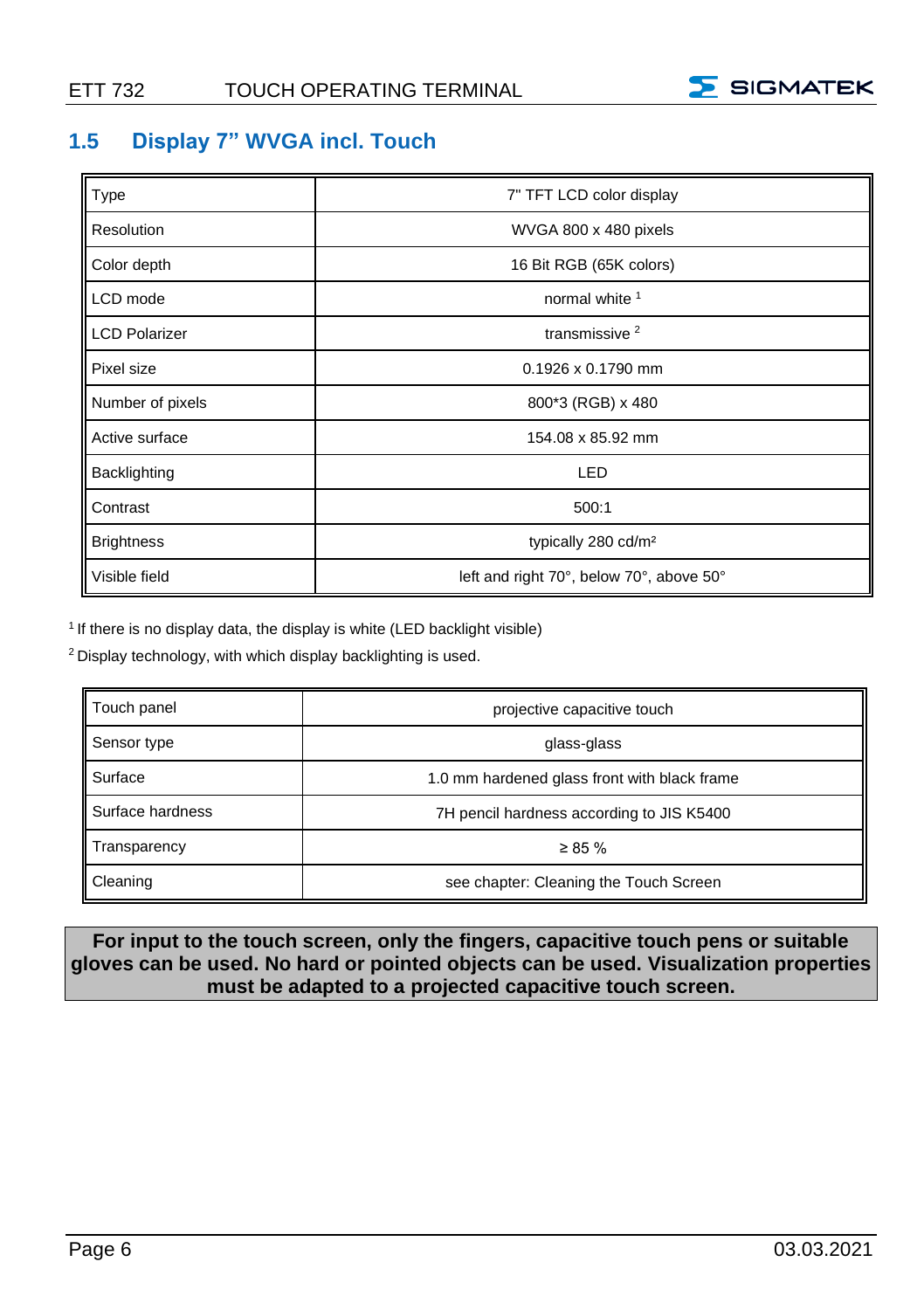## 1.5 Display 7" WVGA incl. Touch

| Type | 7" TFT LCD color display |
|---|---|
| Resolution | WVGA 800 x 480 pixels |
| Color depth | 16 Bit RGB (65K colors) |
| LCD mode | normal white [1] |
| LCD Polarizer | transmissive [2] |
| Pixel size | 0.1926 x 0.1790 mm |
| Number of pixels | 800*3 (RGB) x 480 |
| Active surface | 154.08 x 85.92 mm |
| Backlighting | LED |
| Contrast | 500:1 |
| Brightness | typically 280 cd/m² |
| Visible field | left and right 70°, below 70°, above 50° |

[1] If there is no display data, the display is white (LED backlight visible)

[2] Display technology, with which display backlighting is used.

| Touch panel | projective capacitive touch |
|---|---|
| Sensor type | glass-glass |
| Surface | 1.0 mm hardened glass front with black frame |
| Surface hardness | 7H pencil hardness according to JIS K5400 |
| Transparency | ≥ 85 % |
| Cleaning | see chapter: Cleaning the Touch Screen |

**For input to the touch screen, only the fingers, capacitive touch pens or suitable gloves can be used. No hard or pointed objects can be used. Visualization properties must be adapted to a projected capacitive touch screen.**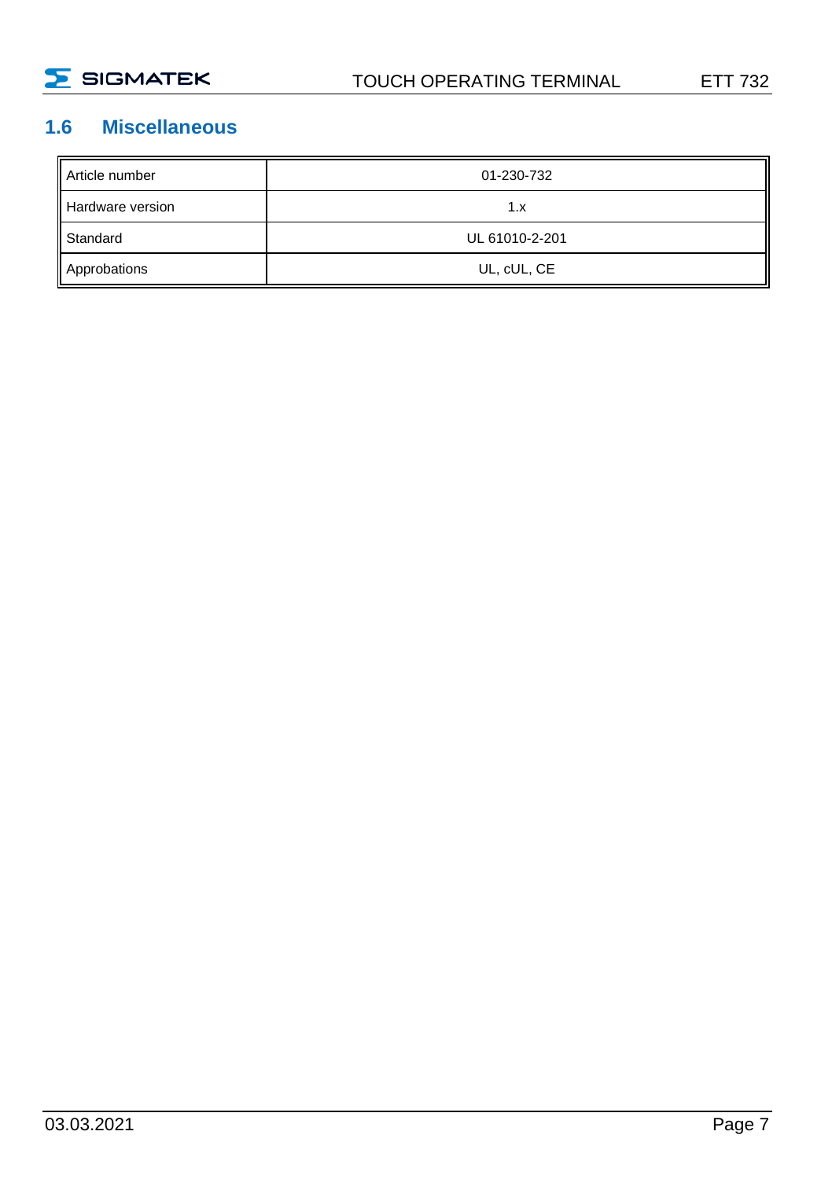## 1.6 Miscellaneous

| Article number | 01-230-732 |
|---|---|
| Hardware version | 1.x |
| Standard | UL 61010-2-201 |
| Approbations | UL, cUL, CE |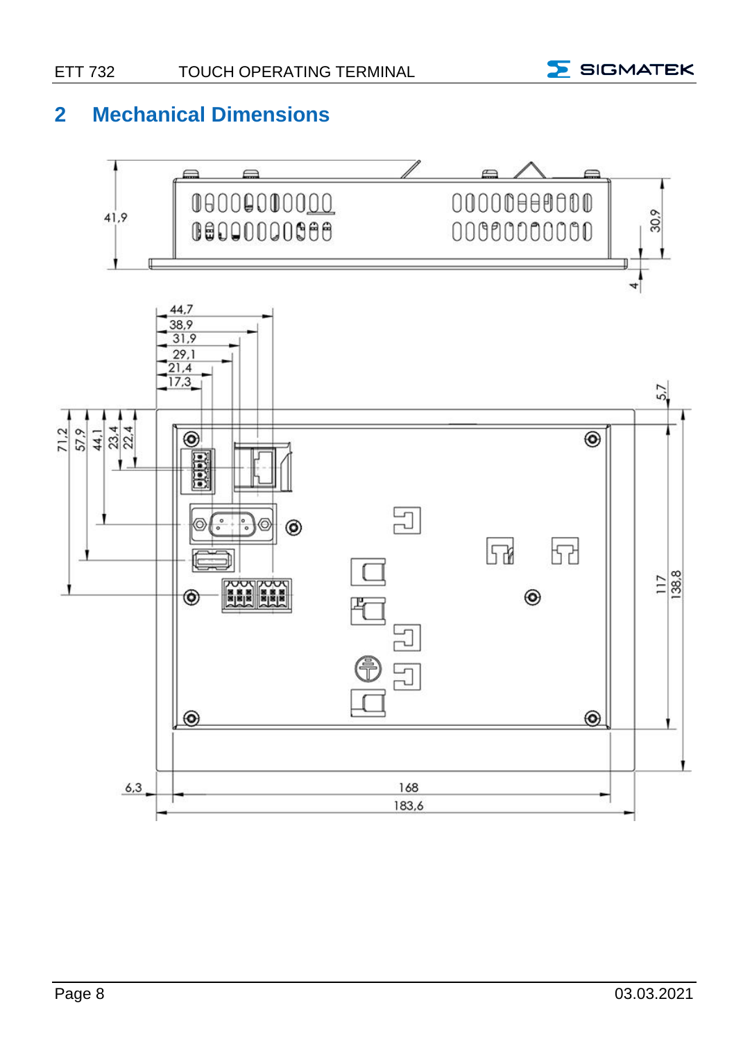# 2 Mechanical Dimensions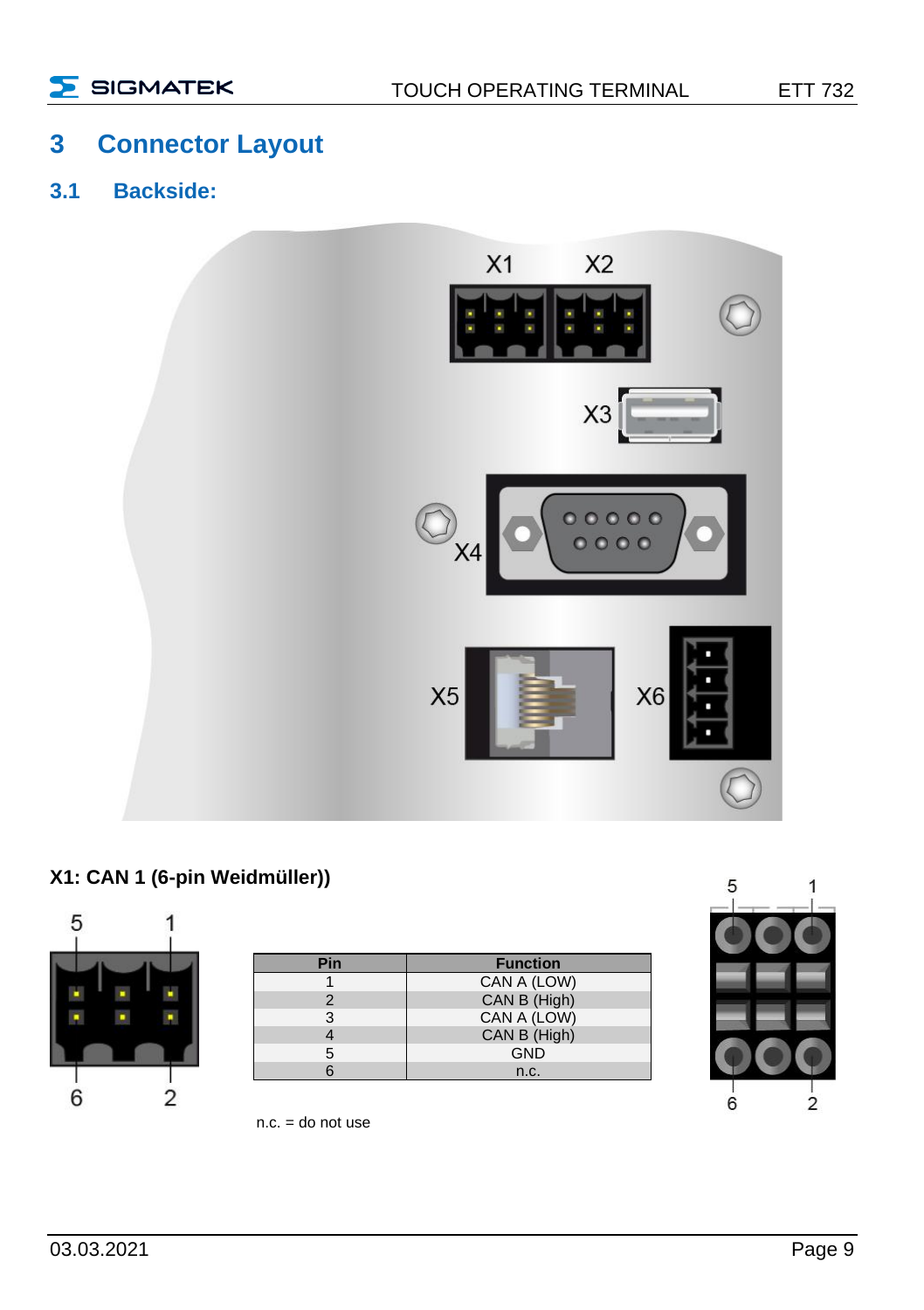# 3 Connector Layout

## 3.1 Backside:

**X1: CAN 1 (6-pin Weidmüller))**

| Pin | Function |
|---|---|
| 1 | CAN A (LOW) |
| 2 | CAN B (High) |
| 3 | CAN A (LOW) |
| 4 | CAN B (High) |
| 5 | GND |
| 6 | n.c. |

n.c. = do not use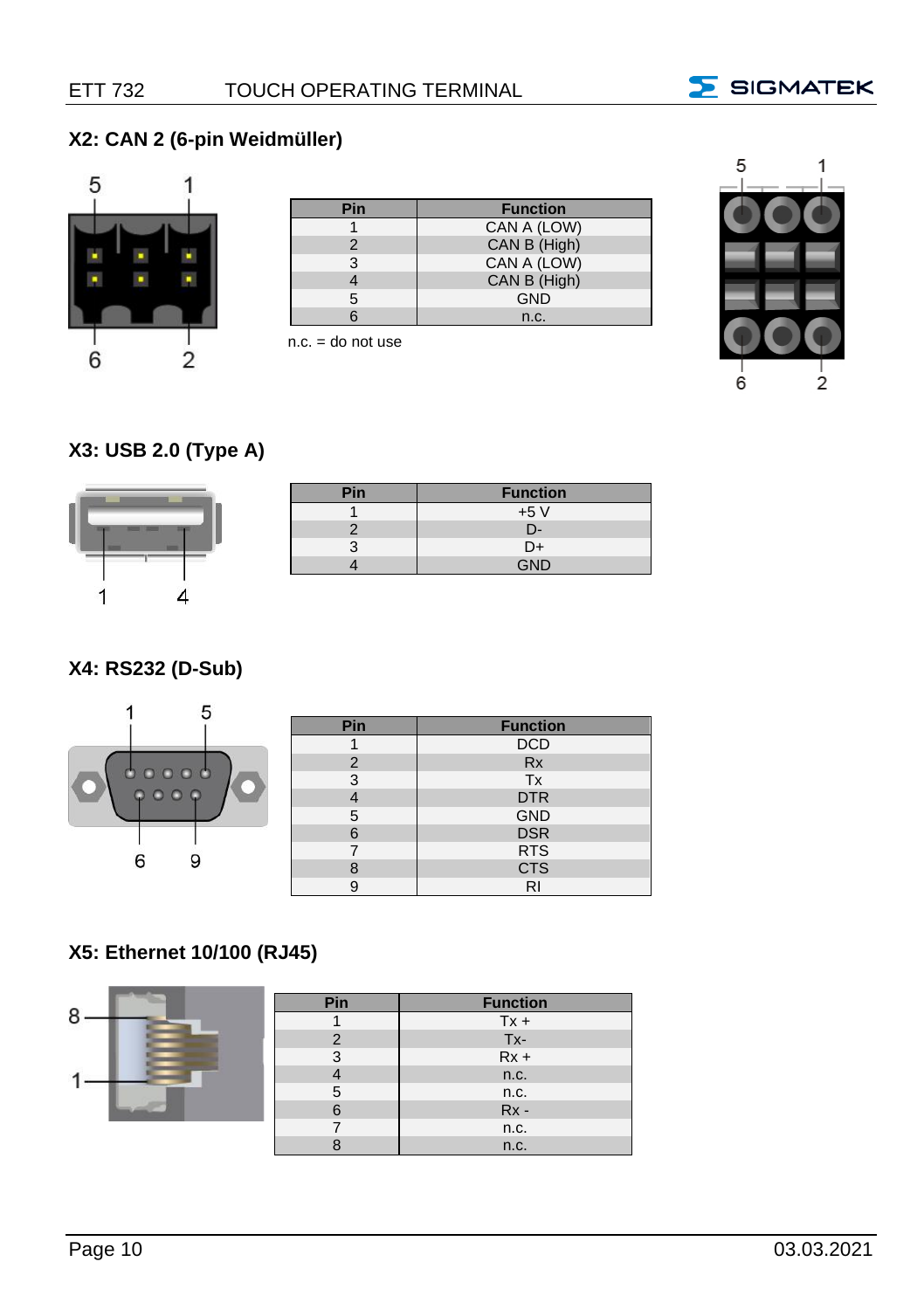## X2: CAN 2 (6-pin Weidmüller)

| Pin | Function |
|---|---|
| 1 | CAN A (LOW) |
| 2 | CAN B (High) |
| 3 | CAN A (LOW) |
| 4 | CAN B (High) |
| 5 | GND |
| 6 | n.c. |

n.c. = do not use

## X3: USB 2.0 (Type A)

| Pin | Function |
|---|---|
| 1 | +5 V |
| 2 | D- |
| 3 | D+ |
| 4 | GND |

## X4: RS232 (D-Sub)

| Pin | Function |
|---|---|
| 1 | DCD |
| 2 | Rx |
| 3 | Tx |
| 4 | DTR |
| 5 | GND |
| 6 | DSR |
| 7 | RTS |
| 8 | CTS |
| 9 | RI |

## X5: Ethernet 10/100 (RJ45)

| Pin | Function |
|---|---|
| 1 | Tx + |
| 2 | Tx- |
| 3 | Rx + |
| 4 | n.c. |
| 5 | n.c. |
| 6 | Rx - |
| 7 | n.c. |
| 8 | n.c. |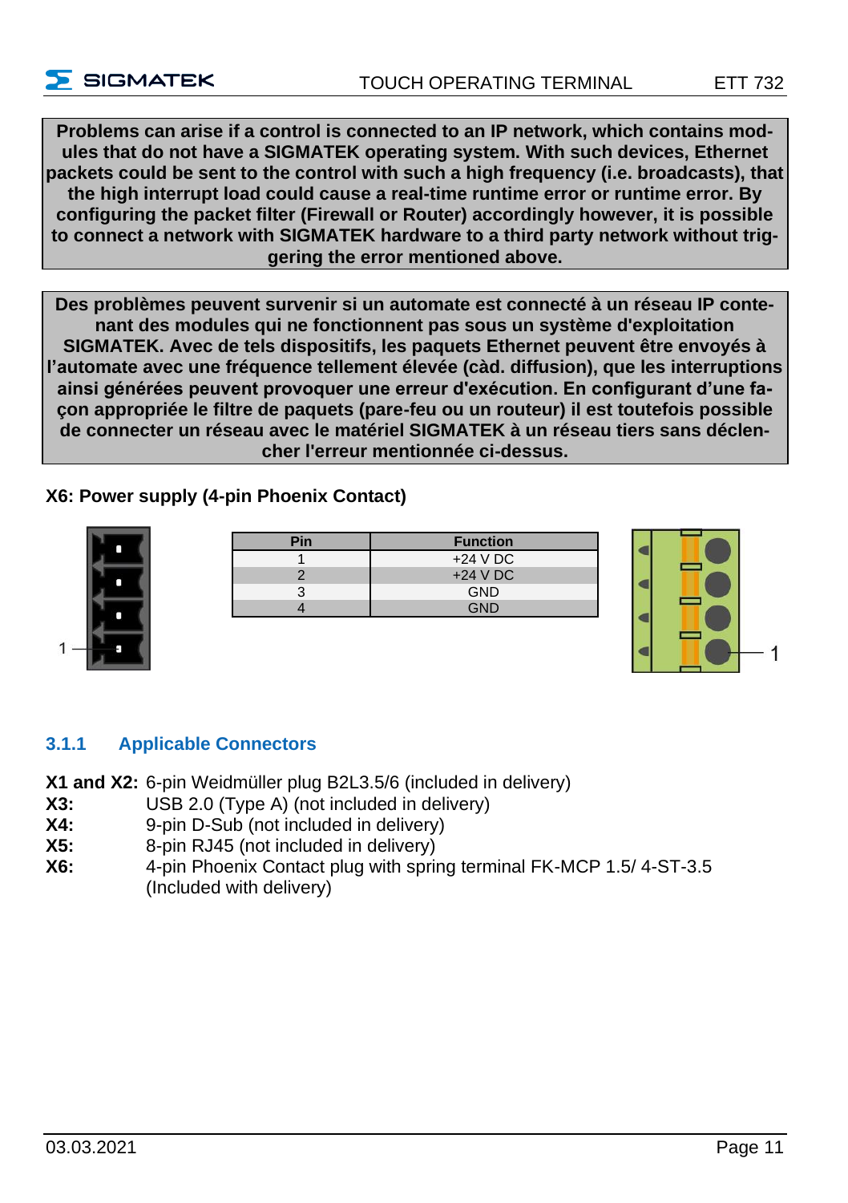**Problems can arise if a control is connected to an IP network, which contains modules that do not have a SIGMATEK operating system. With such devices, Ethernet packets could be sent to the control with such a high frequency (i.e. broadcasts), that the high interrupt load could cause a real-time runtime error or runtime error. By configuring the packet filter (Firewall or Router) accordingly however, it is possible to connect a network with SIGMATEK hardware to a third party network without triggering the error mentioned above.**

**Des problèmes peuvent survenir si un automate est connecté à un réseau IP contenant des modules qui ne fonctionnent pas sous un système d'exploitation SIGMATEK. Avec de tels dispositifs, les paquets Ethernet peuvent être envoyés à l'automate avec une fréquence tellement élevée (càd. diffusion), que les interruptions ainsi générées peuvent provoquer une erreur d'exécution. En configurant d'une façon appropriée le filtre de paquets (pare-feu ou un routeur) il est toutefois possible de connecter un réseau avec le matériel SIGMATEK à un réseau tiers sans déclencher l'erreur mentionnée ci-dessus.**

**X6: Power supply (4-pin Phoenix Contact)**

| Pin | Function |
|---|---|
| 1 | +24 V DC |
| 2 | +24 V DC |
| 3 | GND |
| 4 | GND |

### 3.1.1 Applicable Connectors

**X1 and X2:** 6-pin Weidmüller plug B2L3.5/6 (included in delivery)
**X3:** USB 2.0 (Type A) (not included in delivery)
**X4:** 9-pin D-Sub (not included in delivery)
**X5:** 8-pin RJ45 (not included in delivery)
**X6:** 4-pin Phoenix Contact plug with spring terminal FK-MCP 1.5/ 4-ST-3.5 (Included with delivery)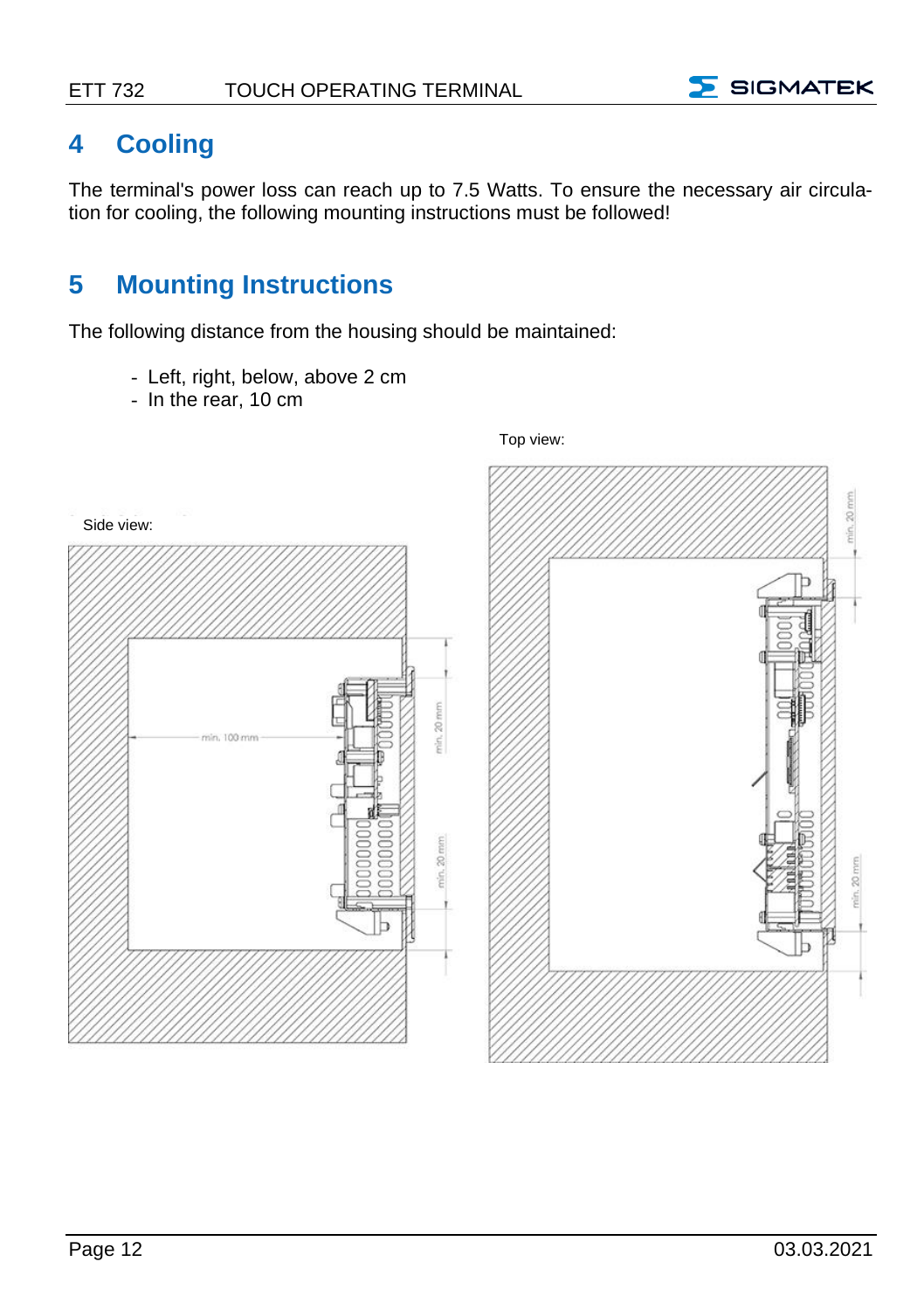# 4 Cooling

The terminal's power loss can reach up to 7.5 Watts. To ensure the necessary air circulation for cooling, the following mounting instructions must be followed!

# 5 Mounting Instructions

The following distance from the housing should be maintained:

- Left, right, below, above 2 cm
- In the rear, 10 cm

Top view:

Side view: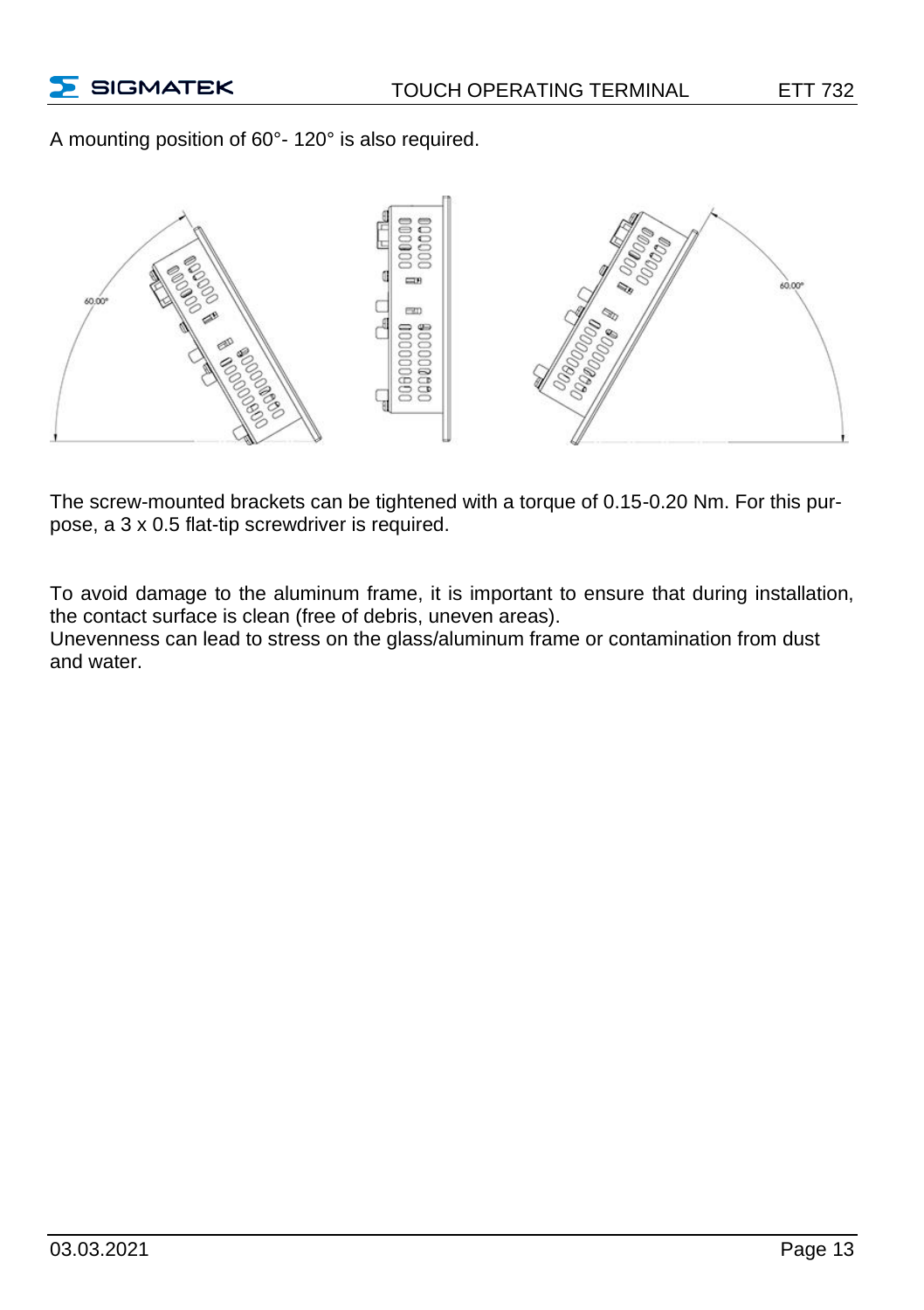A mounting position of 60°- 120° is also required.

The screw-mounted brackets can be tightened with a torque of 0.15-0.20 Nm. For this purpose, a 3 x 0.5 flat-tip screwdriver is required.

To avoid damage to the aluminum frame, it is important to ensure that during installation, the contact surface is clean (free of debris, uneven areas).
Unevenness can lead to stress on the glass/aluminum frame or contamination from dust and water.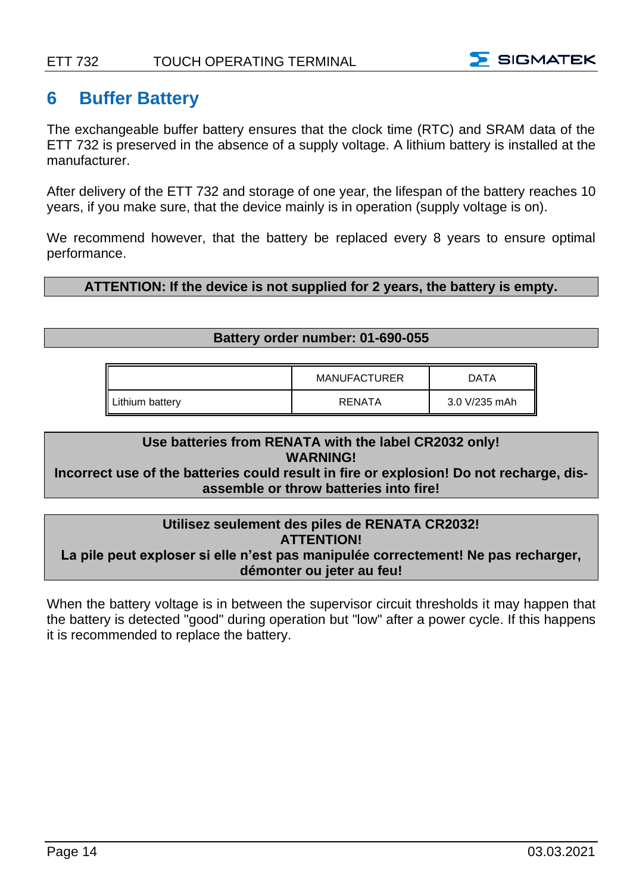# 6 Buffer Battery

The exchangeable buffer battery ensures that the clock time (RTC) and SRAM data of the ETT 732 is preserved in the absence of a supply voltage. A lithium battery is installed at the manufacturer.

After delivery of the ETT 732 and storage of one year, the lifespan of the battery reaches 10 years, if you make sure, that the device mainly is in operation (supply voltage is on).

We recommend however, that the battery be replaced every 8 years to ensure optimal performance.

**ATTENTION: If the device is not supplied for 2 years, the battery is empty.**

**Battery order number: 01-690-055**

| | MANUFACTURER | DATA |
|---|---|---|
| Lithium battery | RENATA | 3.0 V/235 mAh |

**Use batteries from RENATA with the label CR2032 only!**
**WARNING!**
**Incorrect use of the batteries could result in fire or explosion! Do not recharge, dis-assemble or throw batteries into fire!**

**Utilisez seulement des piles de RENATA CR2032!**
**ATTENTION!**
**La pile peut exploser si elle n'est pas manipulée correctement! Ne pas recharger, démonter ou jeter au feu!**

When the battery voltage is in between the supervisor circuit thresholds it may happen that the battery is detected "good" during operation but "low" after a power cycle. If this happens it is recommended to replace the battery.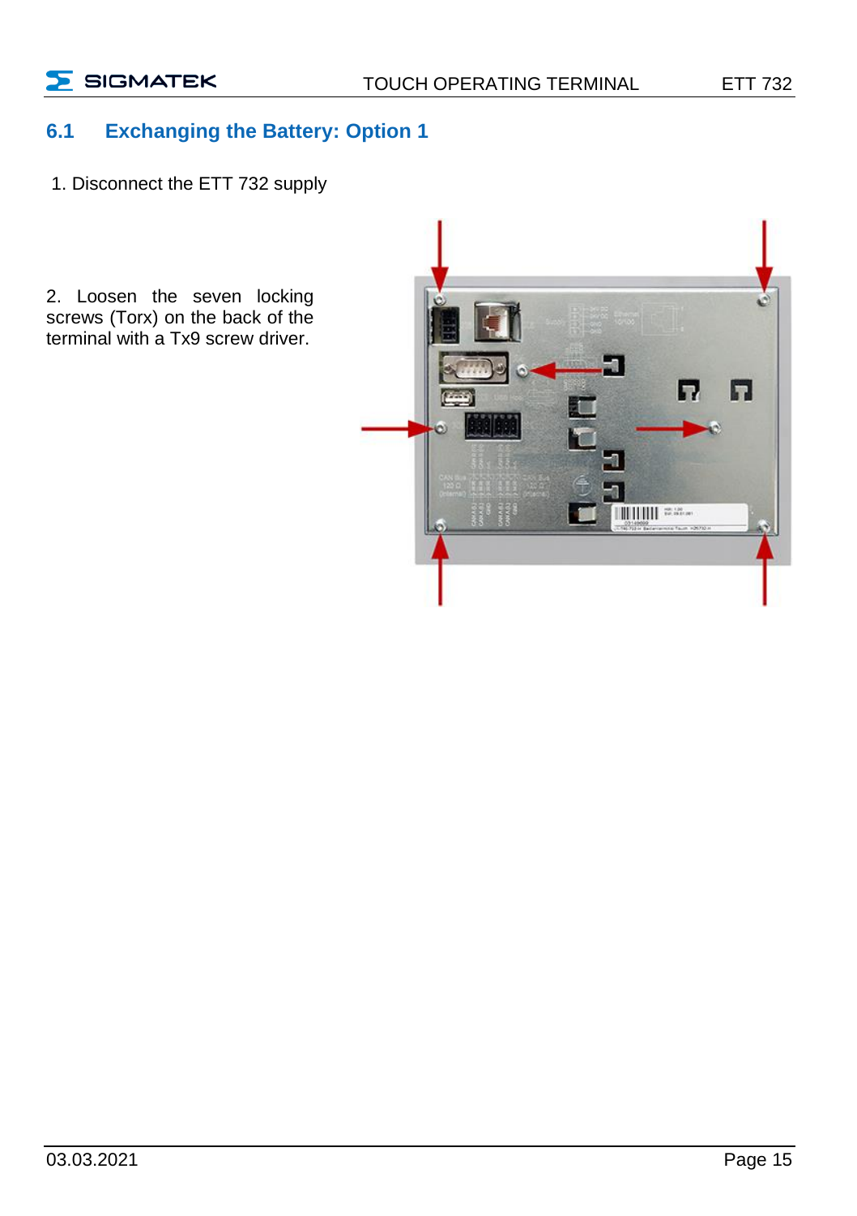## 6.1 Exchanging the Battery: Option 1

1. Disconnect the ETT 732 supply

2. Loosen the seven locking screws (Torx) on the back of the terminal with a Tx9 screw driver.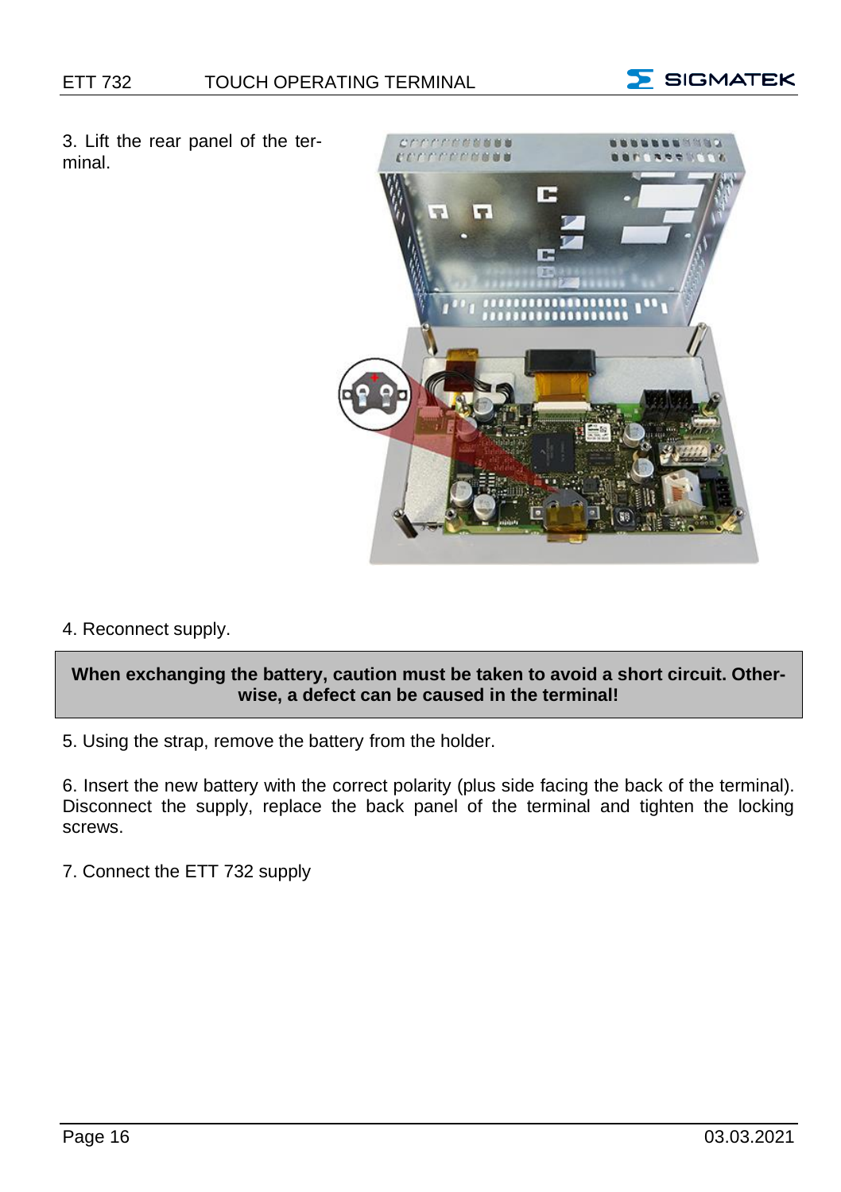3. Lift the rear panel of the terminal.

4. Reconnect supply.

**When exchanging the battery, caution must be taken to avoid a short circuit. Otherwise, a defect can be caused in the terminal!**

5. Using the strap, remove the battery from the holder.

6. Insert the new battery with the correct polarity (plus side facing the back of the terminal). Disconnect the supply, replace the back panel of the terminal and tighten the locking screws.

7. Connect the ETT 732 supply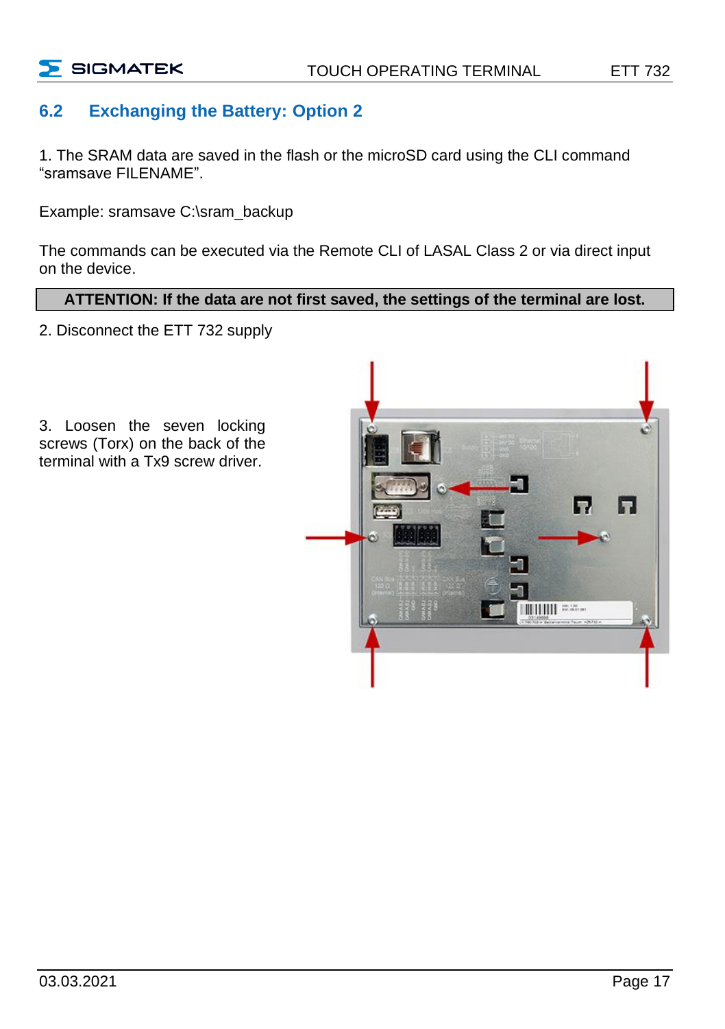## 6.2 Exchanging the Battery: Option 2

1. The SRAM data are saved in the flash or the microSD card using the CLI command “sramsave FILENAME”.

Example: sramsave C:\sram_backup

The commands can be executed via the Remote CLI of LASAL Class 2 or via direct input on the device.

**ATTENTION: If the data are not first saved, the settings of the terminal are lost.**

2. Disconnect the ETT 732 supply

3. Loosen the seven locking screws (Torx) on the back of the terminal with a Tx9 screw driver.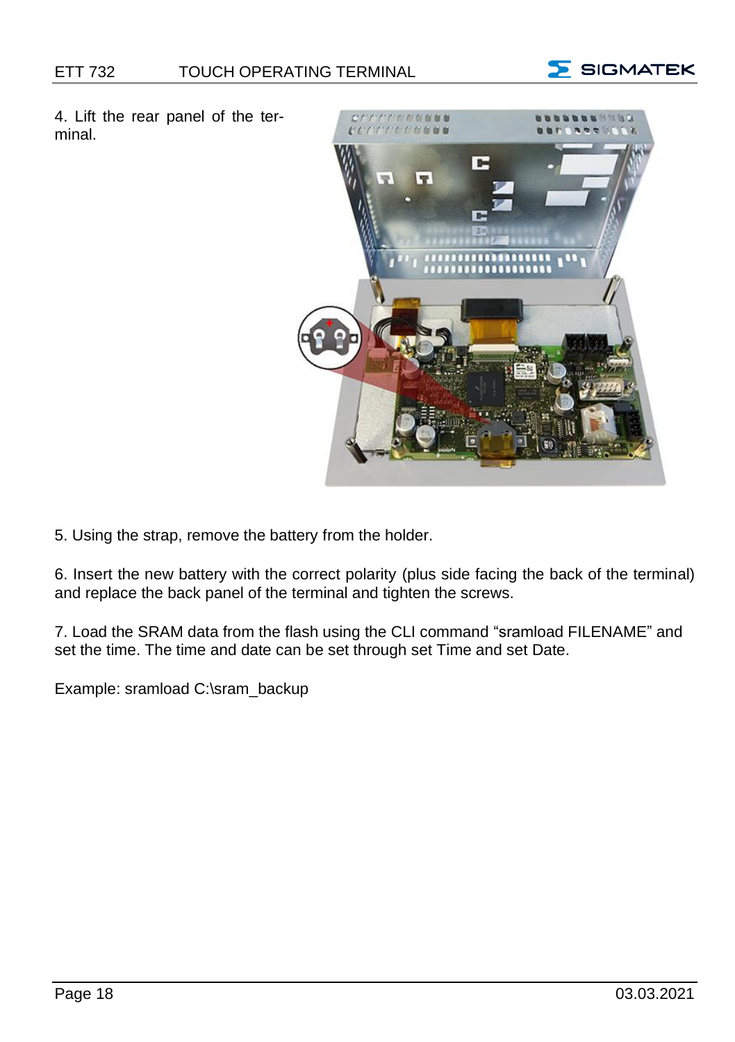4. Lift the rear panel of the terminal.

5. Using the strap, remove the battery from the holder.

6. Insert the new battery with the correct polarity (plus side facing the back of the terminal) and replace the back panel of the terminal and tighten the screws.

7. Load the SRAM data from the flash using the CLI command "sramload FILENAME" and set the time. The time and date can be set through set Time and set Date.

Example: sramload C:\sram_backup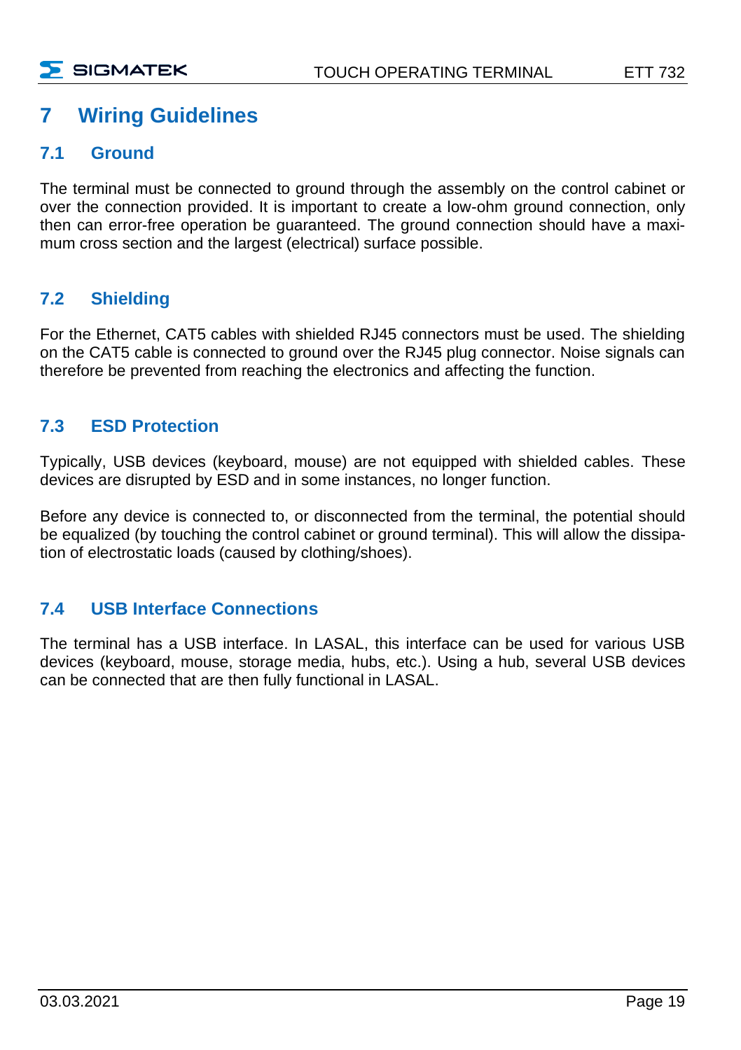# 7 Wiring Guidelines

## 7.1 Ground

The terminal must be connected to ground through the assembly on the control cabinet or over the connection provided. It is important to create a low-ohm ground connection, only then can error-free operation be guaranteed. The ground connection should have a maximum cross section and the largest (electrical) surface possible.

## 7.2 Shielding

For the Ethernet, CAT5 cables with shielded RJ45 connectors must be used. The shielding on the CAT5 cable is connected to ground over the RJ45 plug connector. Noise signals can therefore be prevented from reaching the electronics and affecting the function.

## 7.3 ESD Protection

Typically, USB devices (keyboard, mouse) are not equipped with shielded cables. These devices are disrupted by ESD and in some instances, no longer function.

Before any device is connected to, or disconnected from the terminal, the potential should be equalized (by touching the control cabinet or ground terminal). This will allow the dissipation of electrostatic loads (caused by clothing/shoes).

## 7.4 USB Interface Connections

The terminal has a USB interface. In LASAL, this interface can be used for various USB devices (keyboard, mouse, storage media, hubs, etc.). Using a hub, several USB devices can be connected that are then fully functional in LASAL.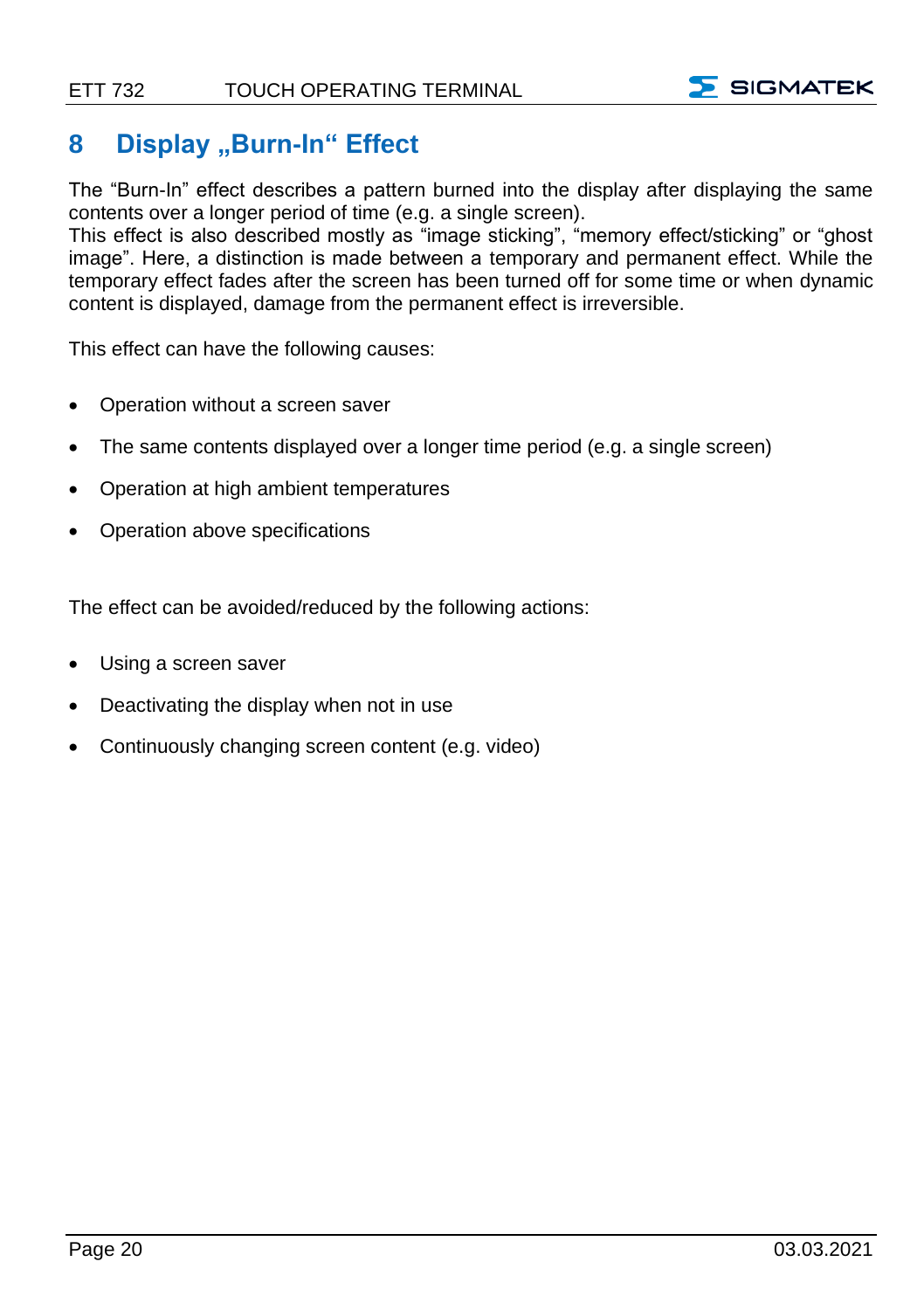# 8 Display „Burn-In“ Effect

The “Burn-In” effect describes a pattern burned into the display after displaying the same contents over a longer period of time (e.g. a single screen).
This effect is also described mostly as “image sticking”, “memory effect/sticking” or “ghost image”. Here, a distinction is made between a temporary and permanent effect. While the temporary effect fades after the screen has been turned off for some time or when dynamic content is displayed, damage from the permanent effect is irreversible.

This effect can have the following causes:

- Operation without a screen saver
- The same contents displayed over a longer time period (e.g. a single screen)
- Operation at high ambient temperatures
- Operation above specifications

The effect can be avoided/reduced by the following actions:

- Using a screen saver
- Deactivating the display when not in use
- Continuously changing screen content (e.g. video)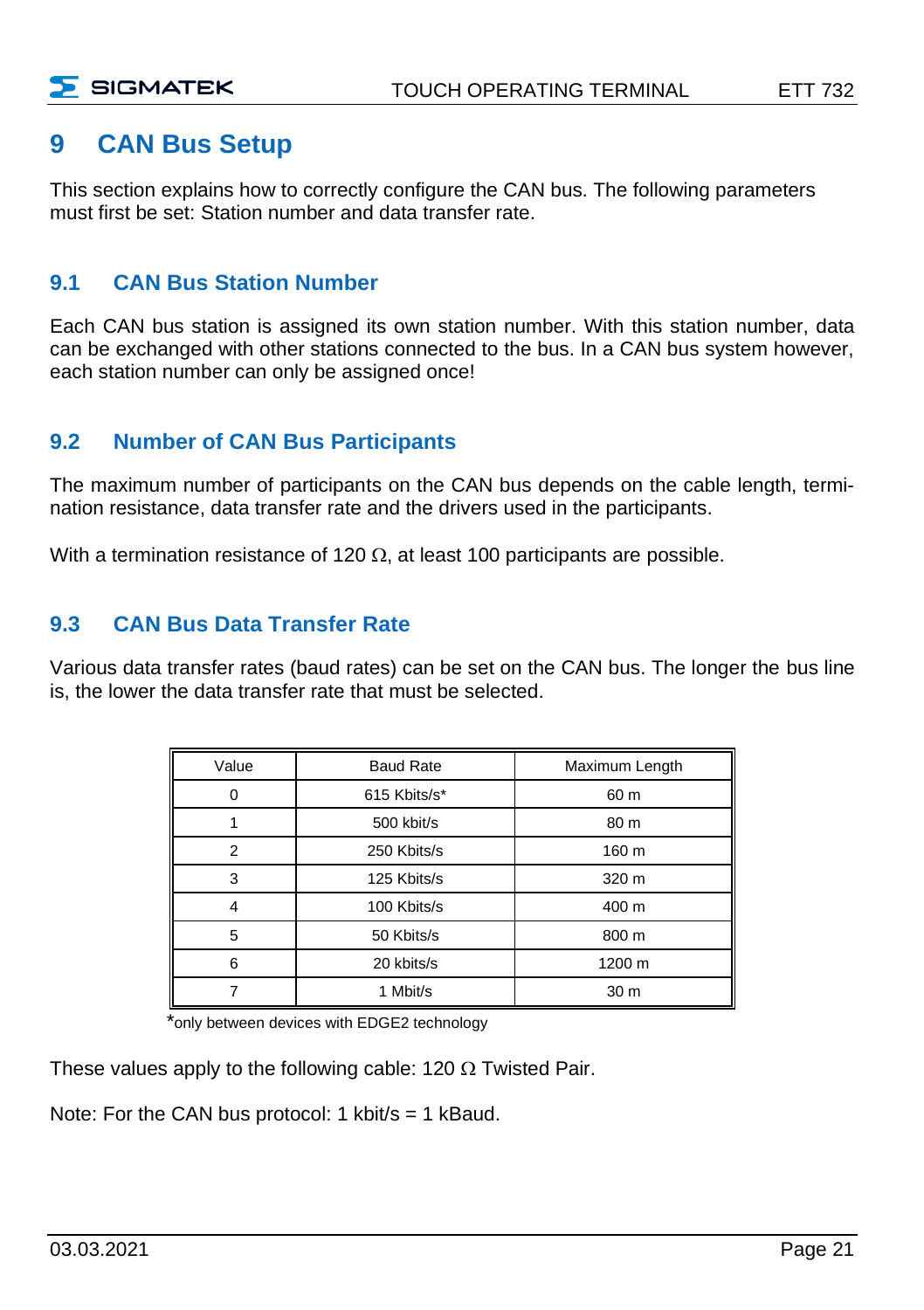# 9 CAN Bus Setup

This section explains how to correctly configure the CAN bus. The following parameters must first be set: Station number and data transfer rate.

## 9.1 CAN Bus Station Number

Each CAN bus station is assigned its own station number. With this station number, data can be exchanged with other stations connected to the bus. In a CAN bus system however, each station number can only be assigned once!

## 9.2 Number of CAN Bus Participants

The maximum number of participants on the CAN bus depends on the cable length, termination resistance, data transfer rate and the drivers used in the participants.

With a termination resistance of 120 Ω, at least 100 participants are possible.

## 9.3 CAN Bus Data Transfer Rate

Various data transfer rates (baud rates) can be set on the CAN bus. The longer the bus line is, the lower the data transfer rate that must be selected.

| Value | Baud Rate | Maximum Length |
|---|---|---|
| 0 | 615 Kbits/s* | 60 m |
| 1 | 500 kbit/s | 80 m |
| 2 | 250 Kbits/s | 160 m |
| 3 | 125 Kbits/s | 320 m |
| 4 | 100 Kbits/s | 400 m |
| 5 | 50 Kbits/s | 800 m |
| 6 | 20 kbits/s | 1200 m |
| 7 | 1 Mbit/s | 30 m |

*only between devices with EDGE2 technology

These values apply to the following cable: 120 Ω Twisted Pair.

Note: For the CAN bus protocol: 1 kbit/s = 1 kBaud.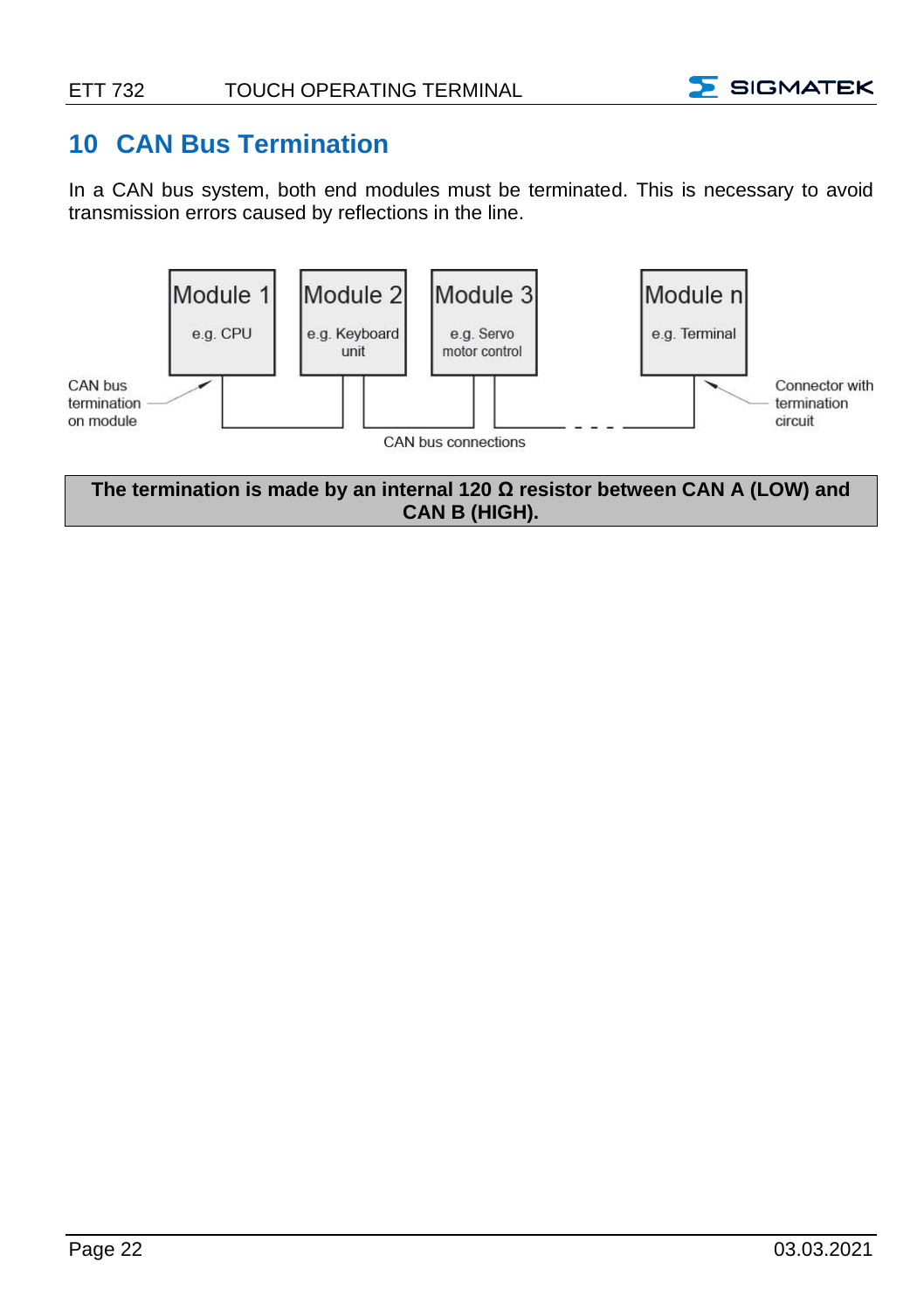# 10 CAN Bus Termination

In a CAN bus system, both end modules must be terminated. This is necessary to avoid transmission errors caused by reflections in the line.

Module 1
e.g. CPU

Module 2
e.g. Keyboard unit

Module 3
e.g. Servo motor control

Module n
e.g. Terminal

CAN bus termination on module

Connector with termination circuit

CAN bus connections

**The termination is made by an internal 120 Ω resistor between CAN A (LOW) and CAN B (HIGH).**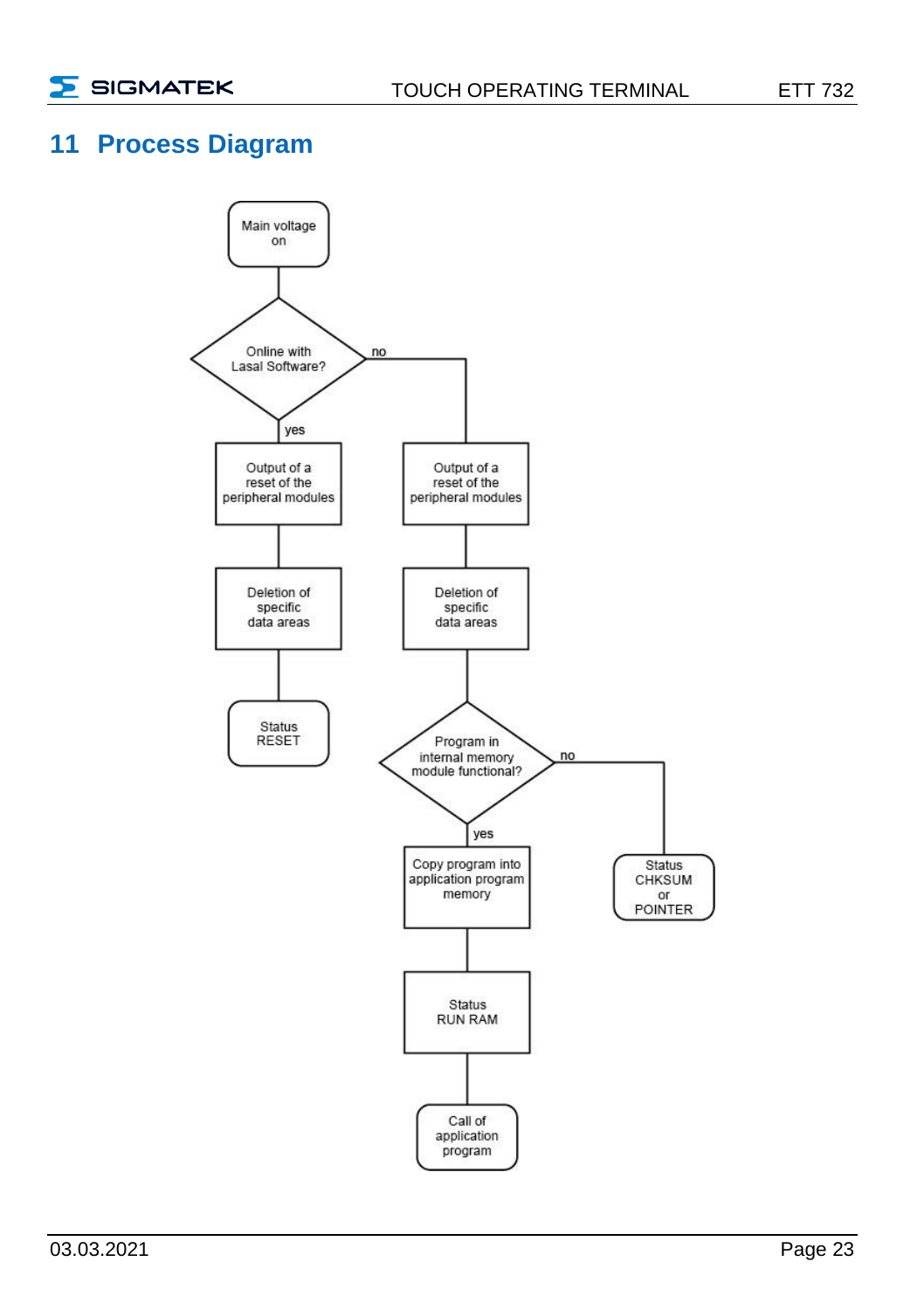# 11 Process Diagram

Main voltage on

Online with Lasal Software?

yes

Output of a reset of the peripheral modules

Deletion of specific data areas

Status RESET

no

Output of a reset of the peripheral modules

Deletion of specific data areas

Program in internal memory module functional?

yes

Copy program into application program memory

Status RUN RAM

Call of application program

no

Status CHKSUM or POINTER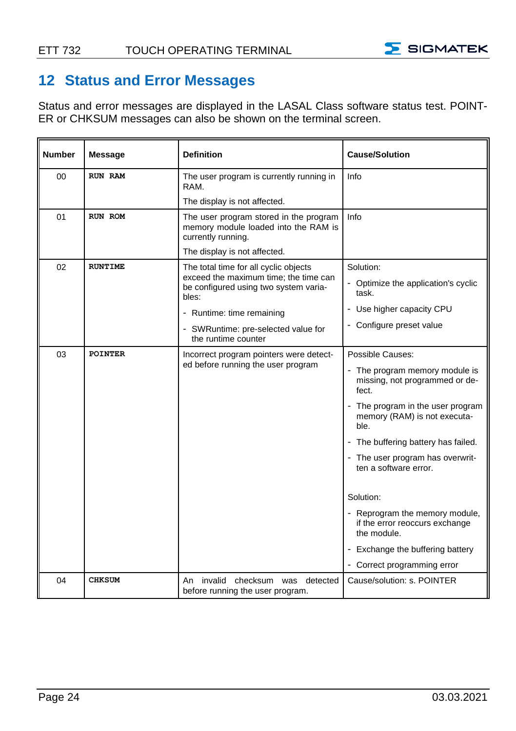# 12 Status and Error Messages

Status and error messages are displayed in the LASAL Class software status test. POINTER or CHKSUM messages can also be shown on the terminal screen.

| Number | Message | Definition | Cause/Solution |
|---|---|---|---|
| 00 | **RUN RAM** | The user program is currently running in RAM.<br><br>The display is not affected. | Info |
| 01 | **RUN ROM** | The user program stored in the program memory module loaded into the RAM is currently running.<br><br>The display is not affected. | Info |
| 02 | **RUNTIME** | The total time for all cyclic objects exceed the maximum time; the time can be configured using two system variables:<br><br>- Runtime: time remaining<br>- SWRuntime: pre-selected value for the runtime counter | Solution:<br><br>- Optimize the application's cyclic task.<br>- Use higher capacity CPU<br>- Configure preset value |
| 03 | **POINTER** | Incorrect program pointers were detected before running the user program | Possible Causes:<br><br>- The program memory module is missing, not programmed or defect.<br>- The program in the user program memory (RAM) is not executable.<br>- The buffering battery has failed.<br>- The user program has overwritten a software error.<br><br>Solution:<br><br>- Reprogram the memory module, if the error reoccurs exchange the module.<br>- Exchange the buffering battery<br>- Correct programming error |
| 04 | **CHKSUM** | An invalid checksum was detected before running the user program. | Cause/solution: s. POINTER |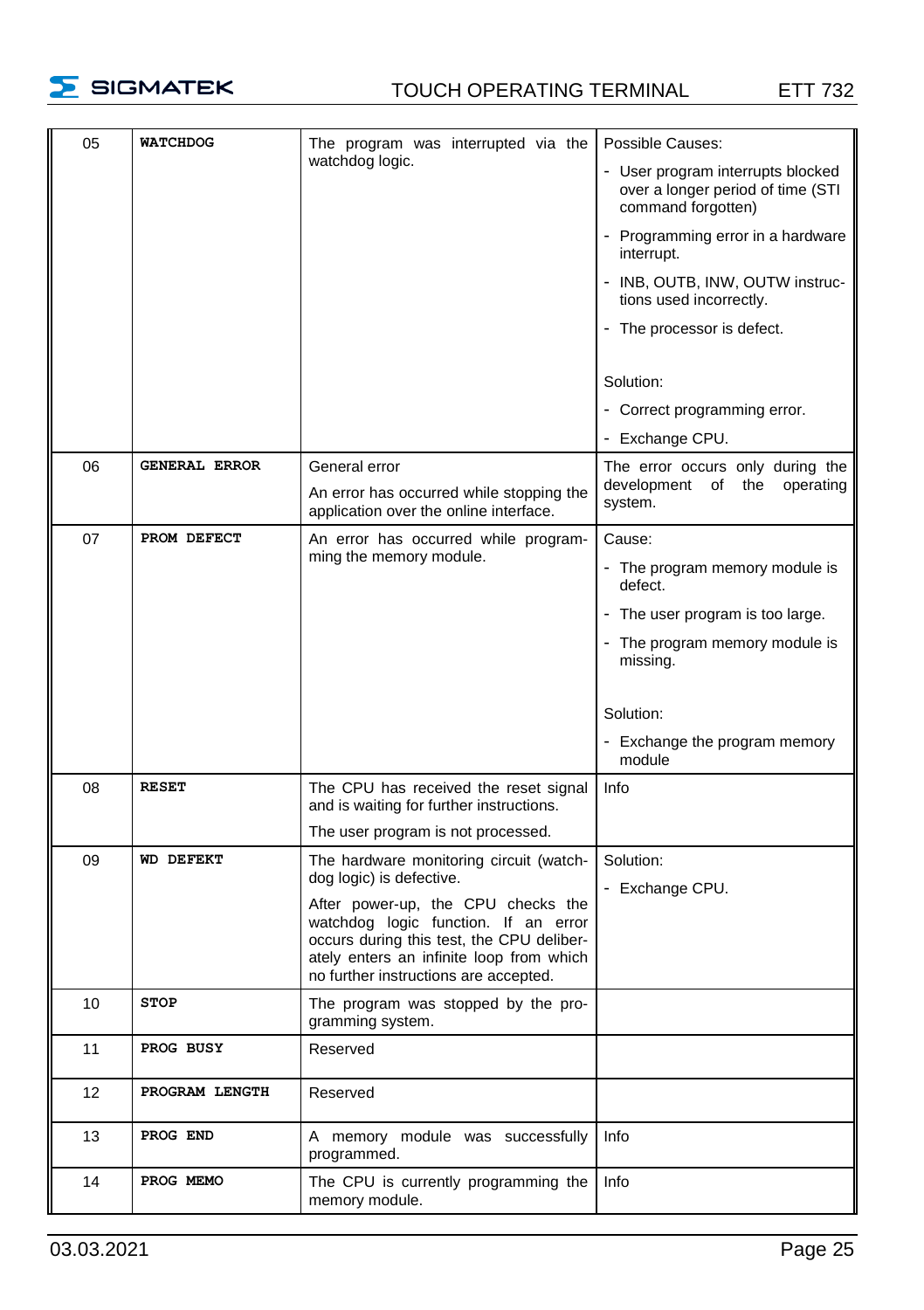| | | | |
|---|---|---|---|
| 05 | **WATCHDOG** | The program was interrupted via the watchdog logic. | Possible Causes:<br>- User program interrupts blocked over a longer period of time (STI command forgotten)<br>- Programming error in a hardware interrupt.<br>- INB, OUTB, INW, OUTW instructions used incorrectly.<br>- The processor is defect.<br><br>Solution:<br>- Correct programming error.<br>- Exchange CPU. |
| 06 | **GENERAL ERROR** | General error<br>An error has occurred while stopping the application over the online interface. | The error occurs only during the development of the operating system. |
| 07 | **PROM DEFECT** | An error has occurred while programming the memory module. | Cause:<br>- The program memory module is defect.<br>- The user program is too large.<br>- The program memory module is missing.<br><br>Solution:<br>- Exchange the program memory module |
| 08 | **RESET** | The CPU has received the reset signal and is waiting for further instructions.<br>The user program is not processed. | Info |
| 09 | **WD DEFEKT** | The hardware monitoring circuit (watchdog logic) is defective.<br>After power-up, the CPU checks the watchdog logic function. If an error occurs during this test, the CPU deliberately enters an infinite loop from which no further instructions are accepted. | Solution:<br>- Exchange CPU. |
| 10 | **STOP** | The program was stopped by the programming system. | |
| 11 | **PROG BUSY** | Reserved | |
| 12 | **PROGRAM LENGTH** | Reserved | |
| 13 | **PROG END** | A memory module was successfully programmed. | Info |
| 14 | **PROG MEMO** | The CPU is currently programming the memory module. | Info |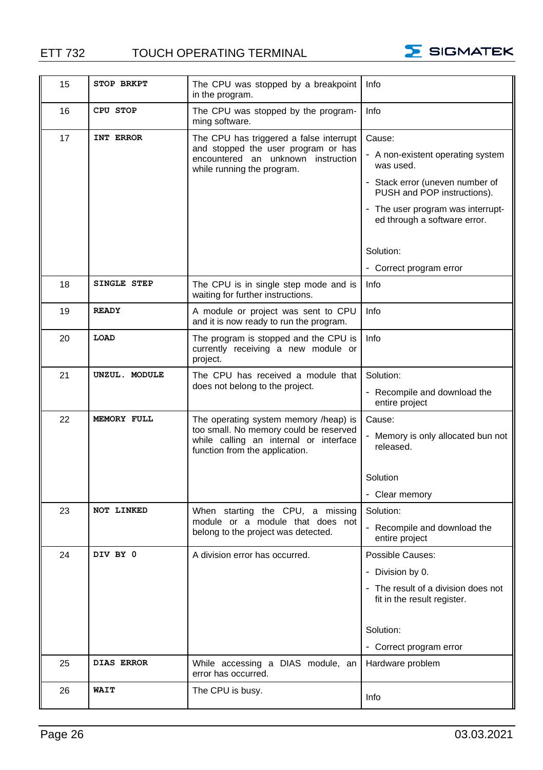| 15 | **STOP BRKPT** | The CPU was stopped by a breakpoint in the program. | Info |
|---|---|---|---|
| 16 | **CPU STOP** | The CPU was stopped by the programming software. | Info |
| 17 | **INT ERROR** | The CPU has triggered a false interrupt and stopped the user program or has encountered an unknown instruction while running the program. | Cause:<br>- A non-existent operating system was used.<br>- Stack error (uneven number of PUSH and POP instructions).<br>- The user program was interrupted through a software error.<br><br>Solution:<br>- Correct program error |
| 18 | **SINGLE STEP** | The CPU is in single step mode and is waiting for further instructions. | Info |
| 19 | **READY** | A module or project was sent to CPU and it is now ready to run the program. | Info |
| 20 | **LOAD** | The program is stopped and the CPU is currently receiving a new module or project. | Info |
| 21 | **UNZUL. MODULE** | The CPU has received a module that does not belong to the project. | Solution:<br>- Recompile and download the entire project |
| 22 | **MEMORY FULL** | The operating system memory /heap) is too small. No memory could be reserved while calling an internal or interface function from the application. | Cause:<br>- Memory is only allocated bun not released.<br><br>Solution<br>- Clear memory |
| 23 | **NOT LINKED** | When starting the CPU, a missing module or a module that does not belong to the project was detected. | Solution:<br>- Recompile and download the entire project |
| 24 | **DIV BY 0** | A division error has occurred. | Possible Causes:<br>- Division by 0.<br>- The result of a division does not fit in the result register.<br><br>Solution:<br>- Correct program error |
| 25 | **DIAS ERROR** | While accessing a DIAS module, an error has occurred. | Hardware problem |
| 26 | **WAIT** | The CPU is busy. | Info |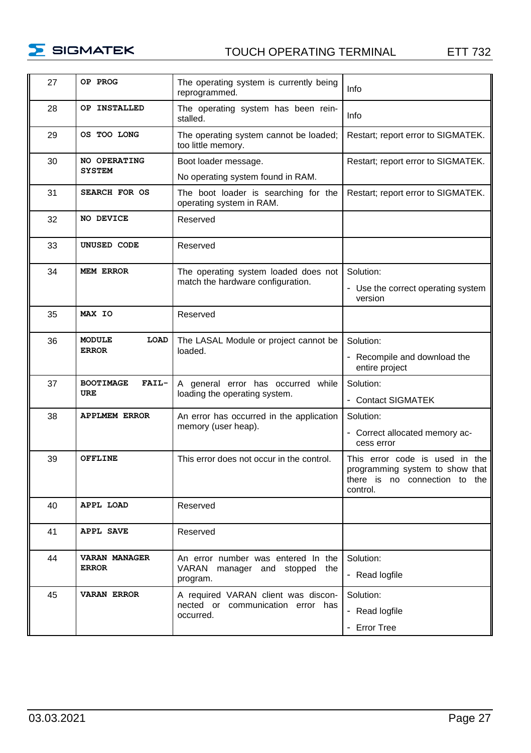| 27 | **OP PROG** | The operating system is currently being reprogrammed. | Info |
|---|---|---|---|
| 28 | **OP INSTALLED** | The operating system has been reinstalled. | Info |
| 29 | **OS TOO LONG** | The operating system cannot be loaded; too little memory. | Restart; report error to SIGMATEK. |
| 30 | **NO OPERATING SYSTEM** | Boot loader message.<br>No operating system found in RAM. | Restart; report error to SIGMATEK. |
| 31 | **SEARCH FOR OS** | The boot loader is searching for the operating system in RAM. | Restart; report error to SIGMATEK. |
| 32 | **NO DEVICE** | Reserved | |
| 33 | **UNUSED CODE** | Reserved | |
| 34 | **MEM ERROR** | The operating system loaded does not match the hardware configuration. | Solution:<br>- Use the correct operating system version |
| 35 | **MAX IO** | Reserved | |
| 36 | **MODULE LOAD ERROR** | The LASAL Module or project cannot be loaded. | Solution:<br>- Recompile and download the entire project |
| 37 | **BOOTIMAGE FAILURE** | A general error has occurred while loading the operating system. | Solution:<br>- Contact SIGMATEK |
| 38 | **APPLMEM ERROR** | An error has occurred in the application memory (user heap). | Solution:<br>- Correct allocated memory access error |
| 39 | **OFFLINE** | This error does not occur in the control. | This error code is used in the programming system to show that there is no connection to the control. |
| 40 | **APPL LOAD** | Reserved | |
| 41 | **APPL SAVE** | Reserved | |
| 44 | **VARAN MANAGER ERROR** | An error number was entered In the VARAN manager and stopped the program. | Solution:<br>- Read logfile |
| 45 | **VARAN ERROR** | A required VARAN client was disconnected or communication error has occurred. | Solution:<br>- Read logfile<br>- Error Tree |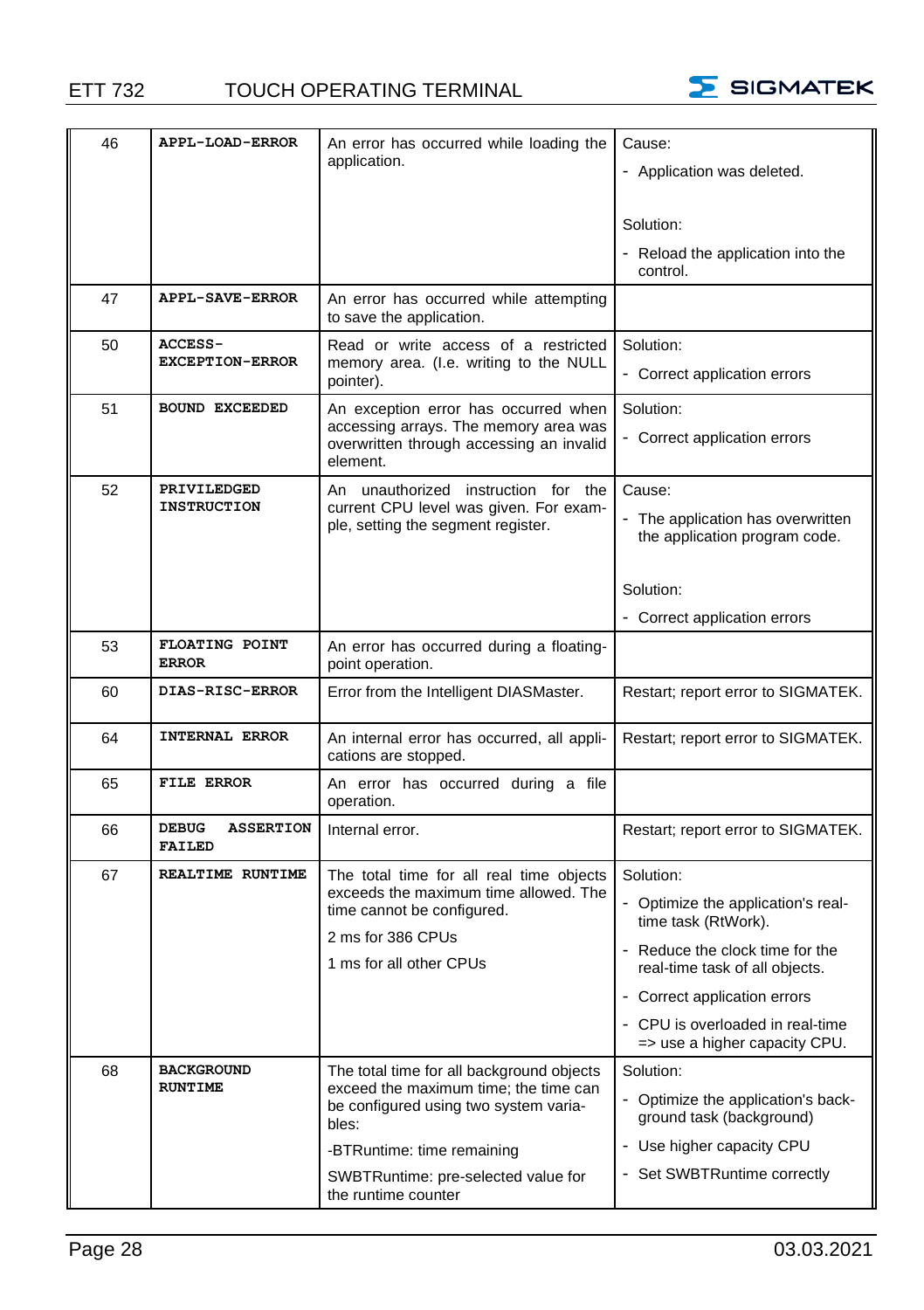| | | | |
|---|---|---|---|
| 46 | **APPL-LOAD-ERROR** | An error has occurred while loading the application. | Cause:<br>- Application was deleted.<br><br>Solution:<br>- Reload the application into the control. |
| 47 | **APPL-SAVE-ERROR** | An error has occurred while attempting to save the application. | |
| 50 | **ACCESS-EXCEPTION-ERROR** | Read or write access of a restricted memory area. (I.e. writing to the NULL pointer). | Solution:<br>- Correct application errors |
| 51 | **BOUND EXCEEDED** | An exception error has occurred when accessing arrays. The memory area was overwritten through accessing an invalid element. | Solution:<br>- Correct application errors |
| 52 | **PRIVILEDGED INSTRUCTION** | An unauthorized instruction for the current CPU level was given. For example, setting the segment register. | Cause:<br>- The application has overwritten the application program code.<br><br>Solution:<br>- Correct application errors |
| 53 | **FLOATING POINT ERROR** | An error has occurred during a floating-point operation. | |
| 60 | **DIAS-RISC-ERROR** | Error from the Intelligent DIASMaster. | Restart; report error to SIGMATEK. |
| 64 | **INTERNAL ERROR** | An internal error has occurred, all applications are stopped. | Restart; report error to SIGMATEK. |
| 65 | **FILE ERROR** | An error has occurred during a file operation. | |
| 66 | **DEBUG ASSERTION FAILED** | Internal error. | Restart; report error to SIGMATEK. |
| 67 | **REALTIME RUNTIME** | The total time for all real time objects exceeds the maximum time allowed. The time cannot be configured.<br>2 ms for 386 CPUs<br>1 ms for all other CPUs | Solution:<br>- Optimize the application's real-time task (RtWork).<br>- Reduce the clock time for the real-time task of all objects.<br>- Correct application errors<br>- CPU is overloaded in real-time => use a higher capacity CPU. |
| 68 | **BACKGROUND RUNTIME** | The total time for all background objects exceed the maximum time; the time can be configured using two system variables:<br>-BTRuntime: time remaining<br>SWBTRuntime: pre-selected value for the runtime counter | Solution:<br>- Optimize the application's background task (background)<br>- Use higher capacity CPU<br>- Set SWBTRuntime correctly |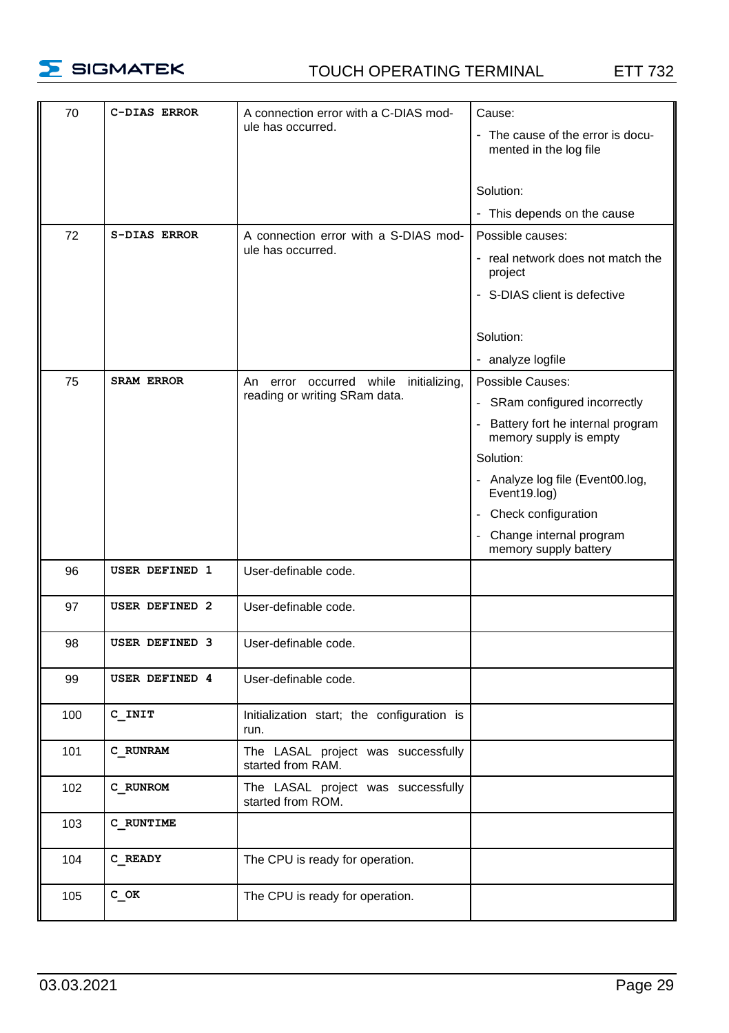| 70 | **C-DIAS ERROR** | A connection error with a C-DIAS module has occurred. | Cause:<br>- The cause of the error is documented in the log file<br><br>Solution:<br>- This depends on the cause |
|---|---|---|---|
| 72 | **S-DIAS ERROR** | A connection error with a S-DIAS module has occurred. | Possible causes:<br>- real network does not match the project<br>- S-DIAS client is defective<br><br>Solution:<br>- analyze logfile |
| 75 | **SRAM ERROR** | An error occurred while initializing, reading or writing SRam data. | Possible Causes:<br>- SRam configured incorrectly<br>- Battery fort he internal program memory supply is empty<br>Solution:<br>- Analyze log file (Event00.log, Event19.log)<br>- Check configuration<br>- Change internal program memory supply battery |
| 96 | **USER DEFINED 1** | User-definable code. | |
| 97 | **USER DEFINED 2** | User-definable code. | |
| 98 | **USER DEFINED 3** | User-definable code. | |
| 99 | **USER DEFINED 4** | User-definable code. | |
| 100 | **C_INIT** | Initialization start; the configuration is run. | |
| 101 | **C_RUNRAM** | The LASAL project was successfully started from RAM. | |
| 102 | **C_RUNROM** | The LASAL project was successfully started from ROM. | |
| 103 | **C_RUNTIME** | | |
| 104 | **C_READY** | The CPU is ready for operation. | |
| 105 | **C_OK** | The CPU is ready for operation. | |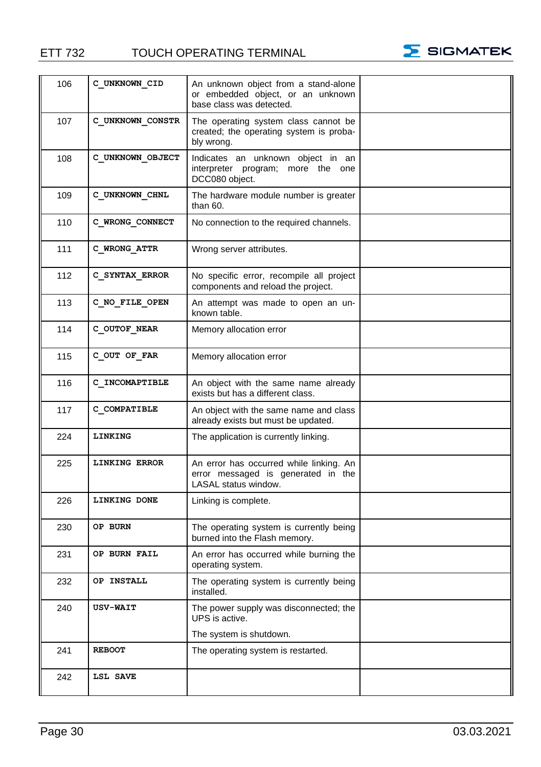| | | | |
|---|---|---|---|
| 106 | **C_UNKNOWN_CID** | An unknown object from a stand-alone or embedded object, or an unknown base class was detected. | |
| 107 | **C_UNKNOWN_CONSTR** | The operating system class cannot be created; the operating system is probably wrong. | |
| 108 | **C_UNKNOWN_OBJECT** | Indicates an unknown object in an interpreter program; more the one DCC080 object. | |
| 109 | **C_UNKNOWN_CHNL** | The hardware module number is greater than 60. | |
| 110 | **C_WRONG_CONNECT** | No connection to the required channels. | |
| 111 | **C_WRONG_ATTR** | Wrong server attributes. | |
| 112 | **C_SYNTAX_ERROR** | No specific error, recompile all project components and reload the project. | |
| 113 | **C_NO_FILE_OPEN** | An attempt was made to open an unknown table. | |
| 114 | **C_OUTOF_NEAR** | Memory allocation error | |
| 115 | **C_OUT OF_FAR** | Memory allocation error | |
| 116 | **C_INCOMAPTIBLE** | An object with the same name already exists but has a different class. | |
| 117 | **C_COMPATIBLE** | An object with the same name and class already exists but must be updated. | |
| 224 | **LINKING** | The application is currently linking. | |
| 225 | **LINKING ERROR** | An error has occurred while linking. An error messaged is generated in the LASAL status window. | |
| 226 | **LINKING DONE** | Linking is complete. | |
| 230 | **OP BURN** | The operating system is currently being burned into the Flash memory. | |
| 231 | **OP BURN FAIL** | An error has occurred while burning the operating system. | |
| 232 | **OP INSTALL** | The operating system is currently being installed. | |
| 240 | **USV-WAIT** | The power supply was disconnected; the UPS is active.<br>The system is shutdown. | |
| 241 | **REBOOT** | The operating system is restarted. | |
| 242 | **LSL SAVE** | | |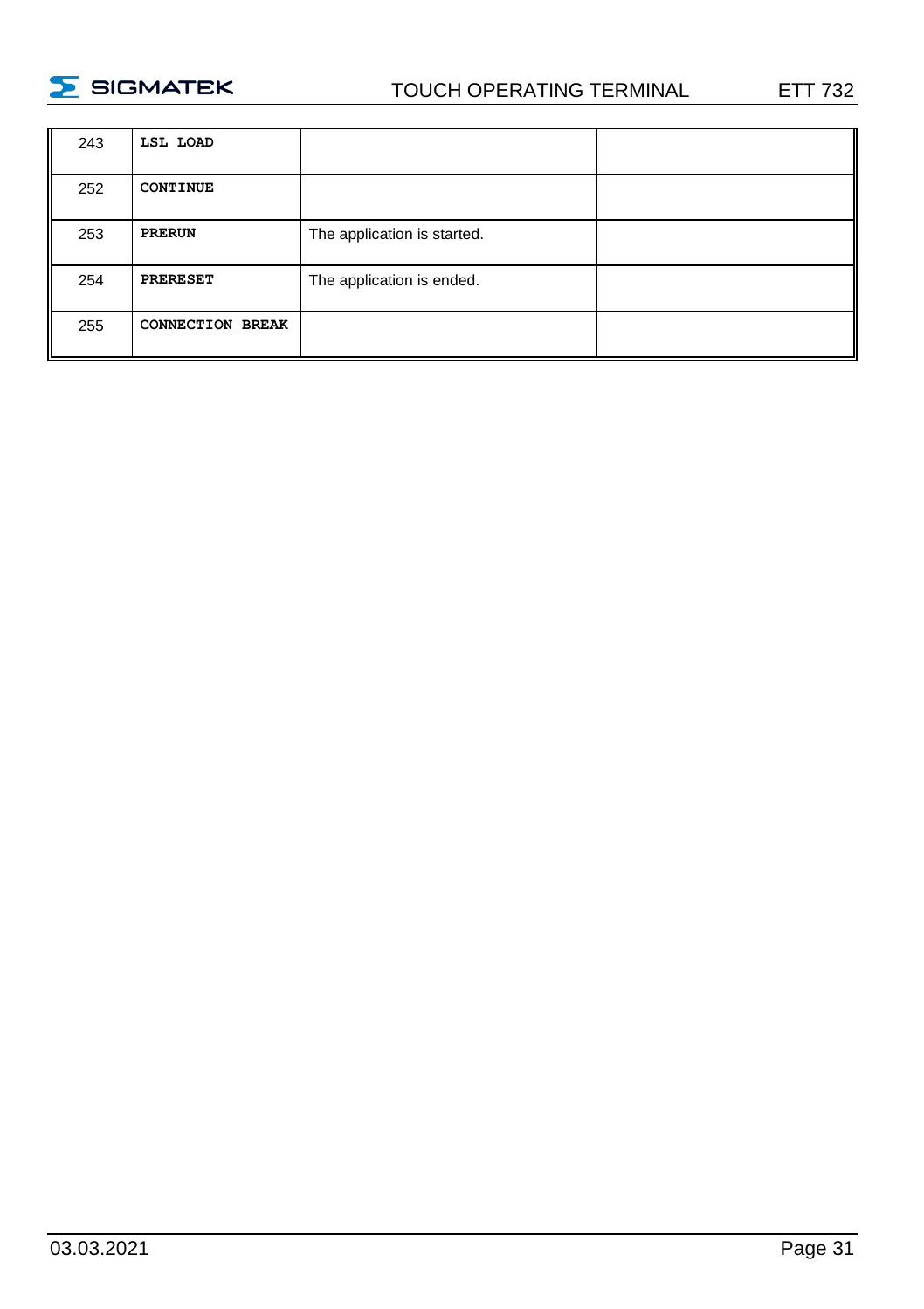| 243 | **LSL LOAD** | | |
|---|---|---|---|
| 252 | **CONTINUE** | | |
| 253 | **PRERUN** | The application is started. | |
| 254 | **PRERESET** | The application is ended. | |
| 255 | **CONNECTION BREAK** | | |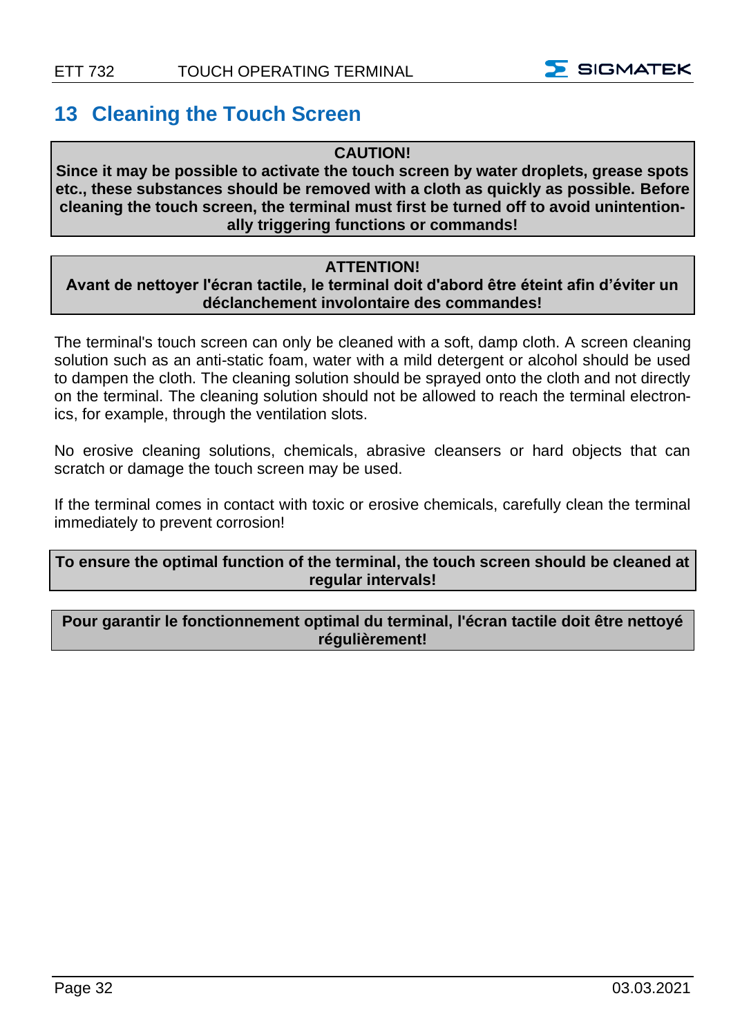# 13 Cleaning the Touch Screen

**CAUTION!**
**Since it may be possible to activate the touch screen by water droplets, grease spots etc., these substances should be removed with a cloth as quickly as possible. Before cleaning the touch screen, the terminal must first be turned off to avoid unintentionally triggering functions or commands!**

**ATTENTION!**
**Avant de nettoyer l'écran tactile, le terminal doit d'abord être éteint afin d'éviter un déclanchement involontaire des commandes!**

The terminal's touch screen can only be cleaned with a soft, damp cloth. A screen cleaning solution such as an anti-static foam, water with a mild detergent or alcohol should be used to dampen the cloth. The cleaning solution should be sprayed onto the cloth and not directly on the terminal. The cleaning solution should not be allowed to reach the terminal electronics, for example, through the ventilation slots.

No erosive cleaning solutions, chemicals, abrasive cleansers or hard objects that can scratch or damage the touch screen may be used.

If the terminal comes in contact with toxic or erosive chemicals, carefully clean the terminal immediately to prevent corrosion!

**To ensure the optimal function of the terminal, the touch screen should be cleaned at regular intervals!**

**Pour garantir le fonctionnement optimal du terminal, l'écran tactile doit être nettoyé régulièrement!**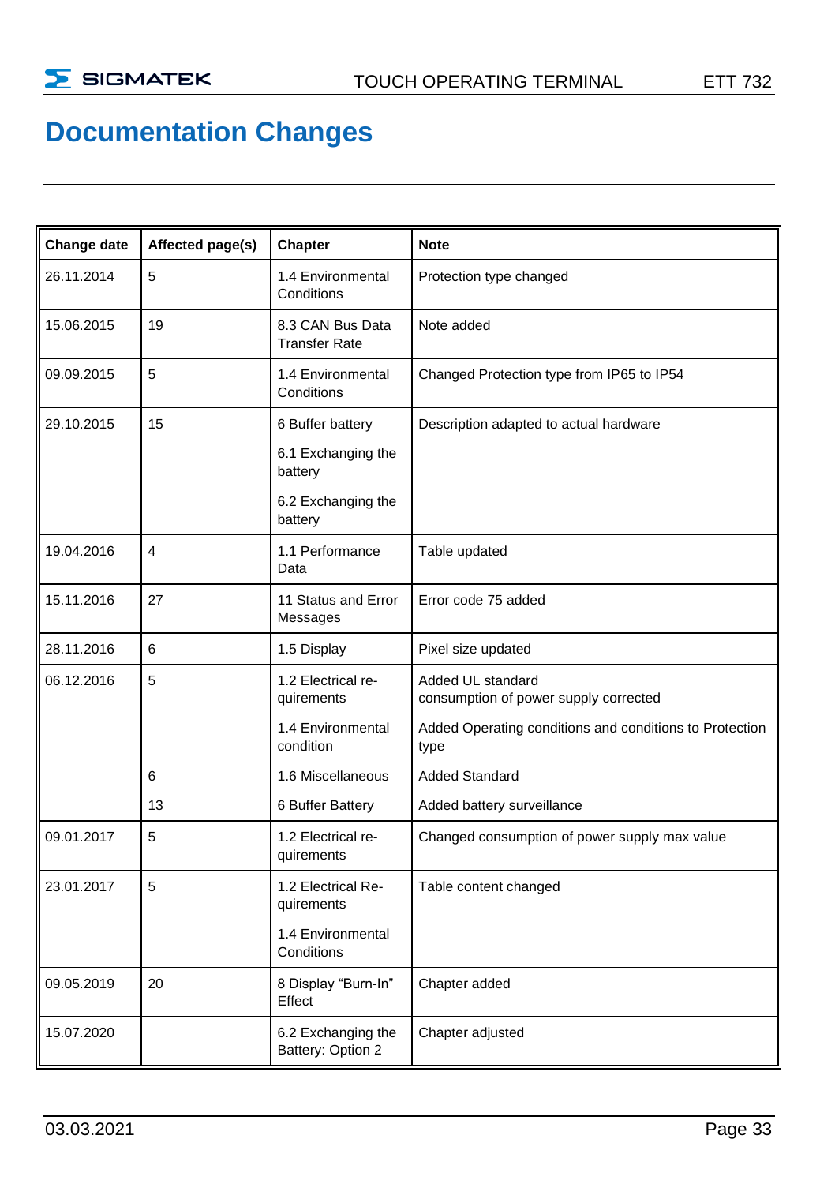# Documentation Changes

| Change date | Affected page(s) | Chapter | Note |
|---|---|---|---|
| 26.11.2014 | 5 | 1.4 Environmental Conditions | Protection type changed |
| 15.06.2015 | 19 | 8.3 CAN Bus Data Transfer Rate | Note added |
| 09.09.2015 | 5 | 1.4 Environmental Conditions | Changed Protection type from IP65 to IP54 |
| 29.10.2015 | 15 | 6 Buffer battery<br>6.1 Exchanging the battery<br>6.2 Exchanging the battery | Description adapted to actual hardware |
| 19.04.2016 | 4 | 1.1 Performance Data | Table updated |
| 15.11.2016 | 27 | 11 Status and Error Messages | Error code 75 added |
| 28.11.2016 | 6 | 1.5 Display | Pixel size updated |
| 06.12.2016 | 5 | 1.2 Electrical re-quirements | Added UL standard<br>consumption of power supply corrected |
| | | 1.4 Environmental condition | Added Operating conditions and conditions to Protection type |
| | 6 | 1.6 Miscellaneous | Added Standard |
| | 13 | 6 Buffer Battery | Added battery surveillance |
| 09.01.2017 | 5 | 1.2 Electrical re-quirements | Changed consumption of power supply max value |
| 23.01.2017 | 5 | 1.2 Electrical Re-quirements<br>1.4 Environmental Conditions | Table content changed |
| 09.05.2019 | 20 | 8 Display "Burn-In" Effect | Chapter added |
| 15.07.2020 | | 6.2 Exchanging the Battery: Option 2 | Chapter adjusted |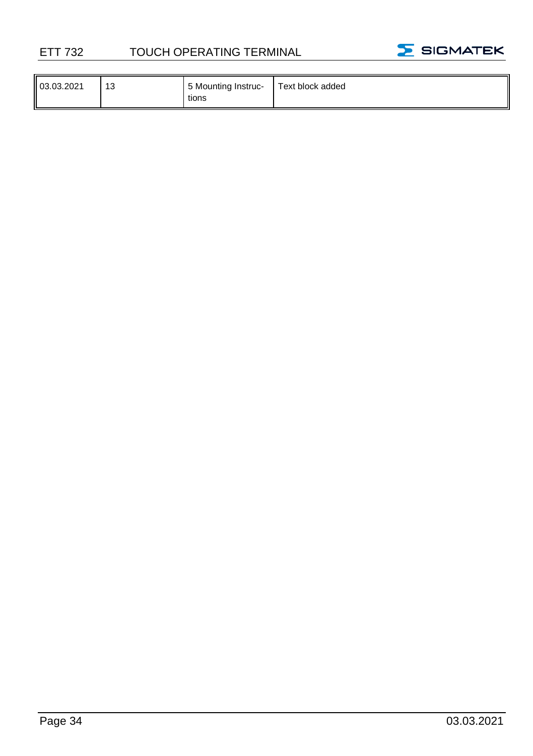| | | | |
|---|---|---|---|
| 03.03.2021 | 13 | 5 Mounting Instructions | Text block added |